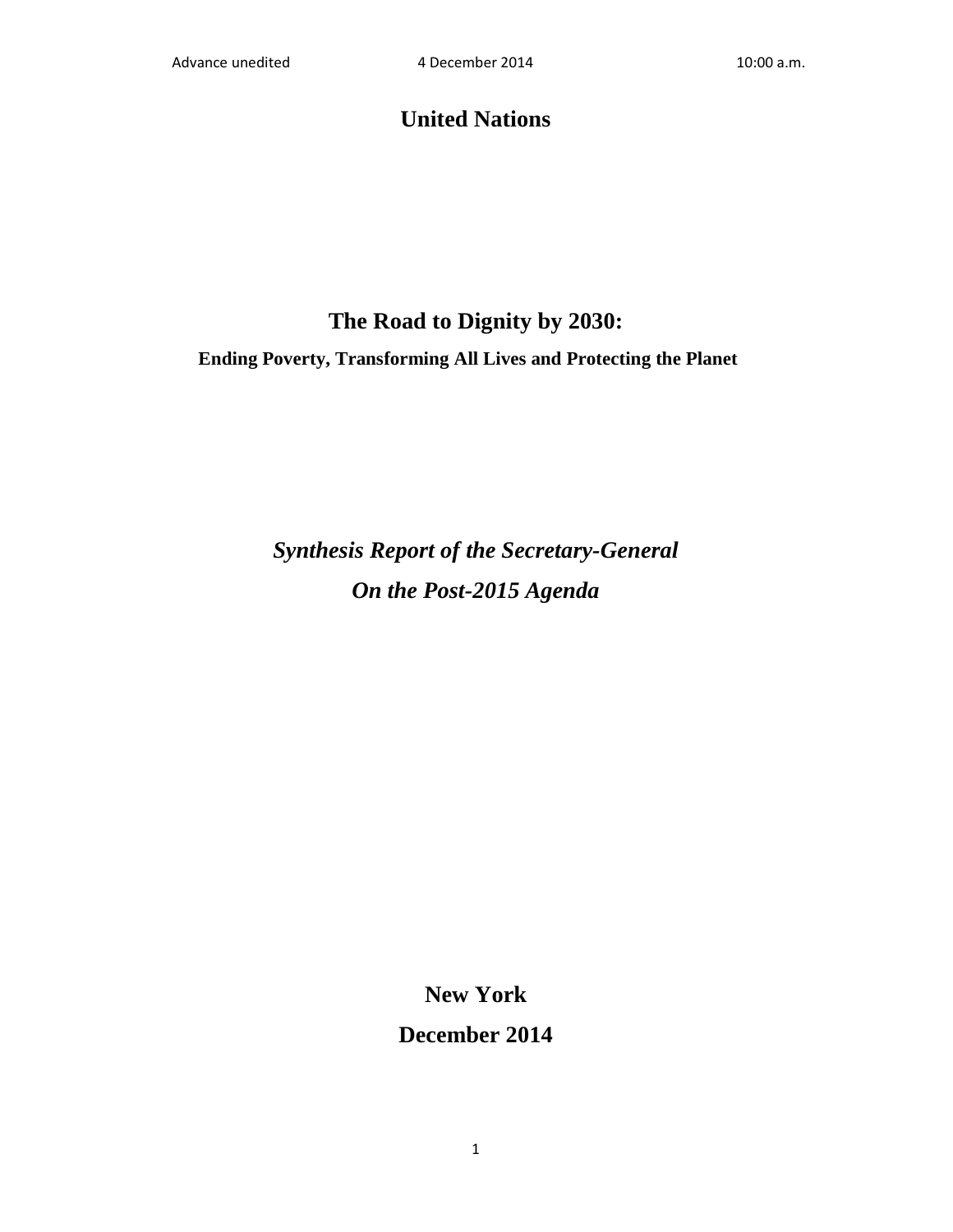Advance unedited 4 December 2014 10:00 a.m.

# United Nations

# The Road to Dignity by 2030:

## Ending Poverty, Transforming All Lives and Protecting the Planet

***Synthesis Report of the Secretary-General***

***On the Post-2015 Agenda***

**New York**

**December 2014**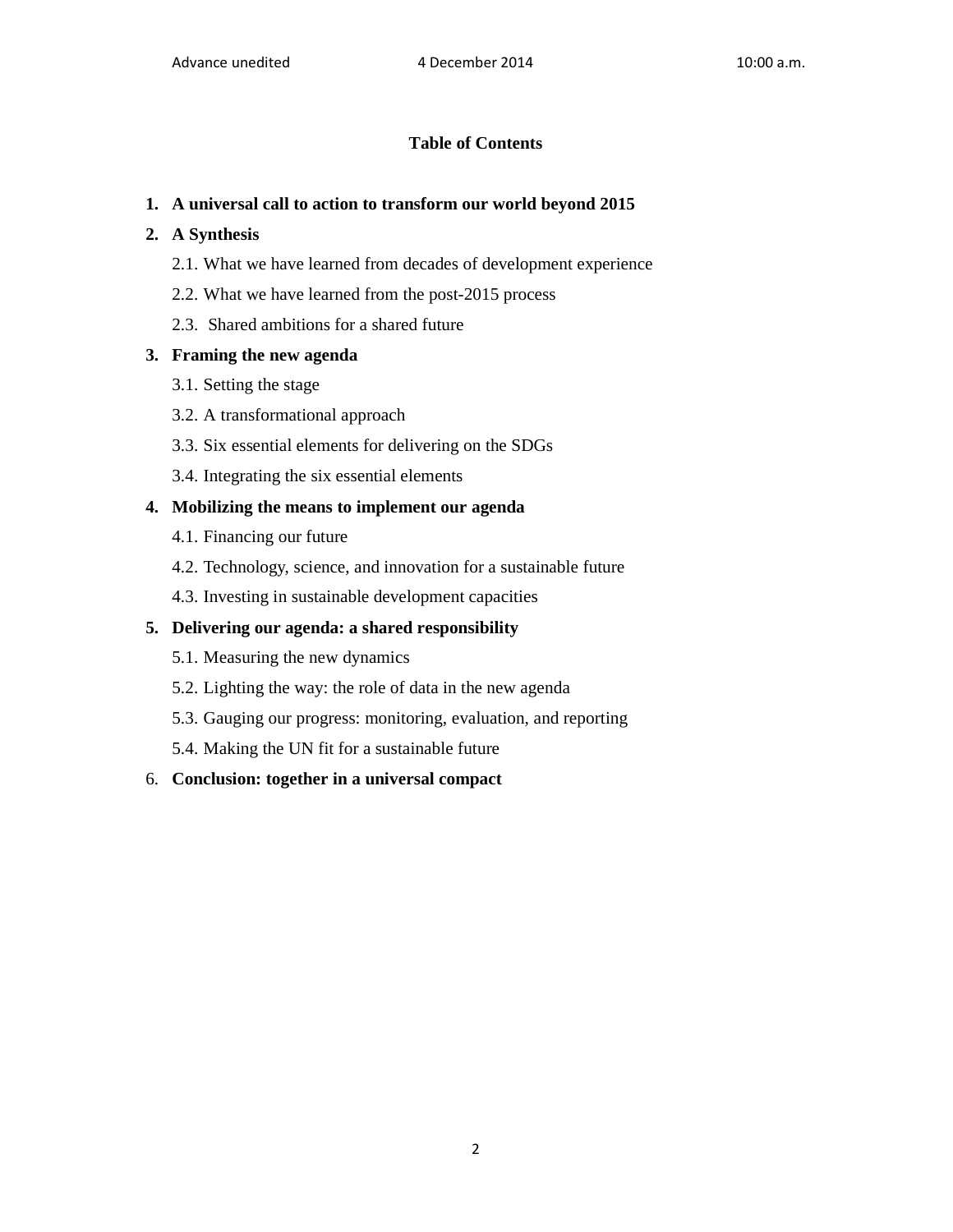**Table of Contents**

1. **A universal call to action to transform our world beyond 2015**
2. **A Synthesis**
   - 2.1. What we have learned from decades of development experience
   - 2.2. What we have learned from the post-2015 process
   - 2.3. Shared ambitions for a shared future
3. **Framing the new agenda**
   - 3.1. Setting the stage
   - 3.2. A transformational approach
   - 3.3. Six essential elements for delivering on the SDGs
   - 3.4. Integrating the six essential elements
4. **Mobilizing the means to implement our agenda**
   - 4.1. Financing our future
   - 4.2. Technology, science, and innovation for a sustainable future
   - 4.3. Investing in sustainable development capacities
5. **Delivering our agenda: a shared responsibility**
   - 5.1. Measuring the new dynamics
   - 5.2. Lighting the way: the role of data in the new agenda
   - 5.3. Gauging our progress: monitoring, evaluation, and reporting
   - 5.4. Making the UN fit for a sustainable future
6. **Conclusion: together in a universal compact**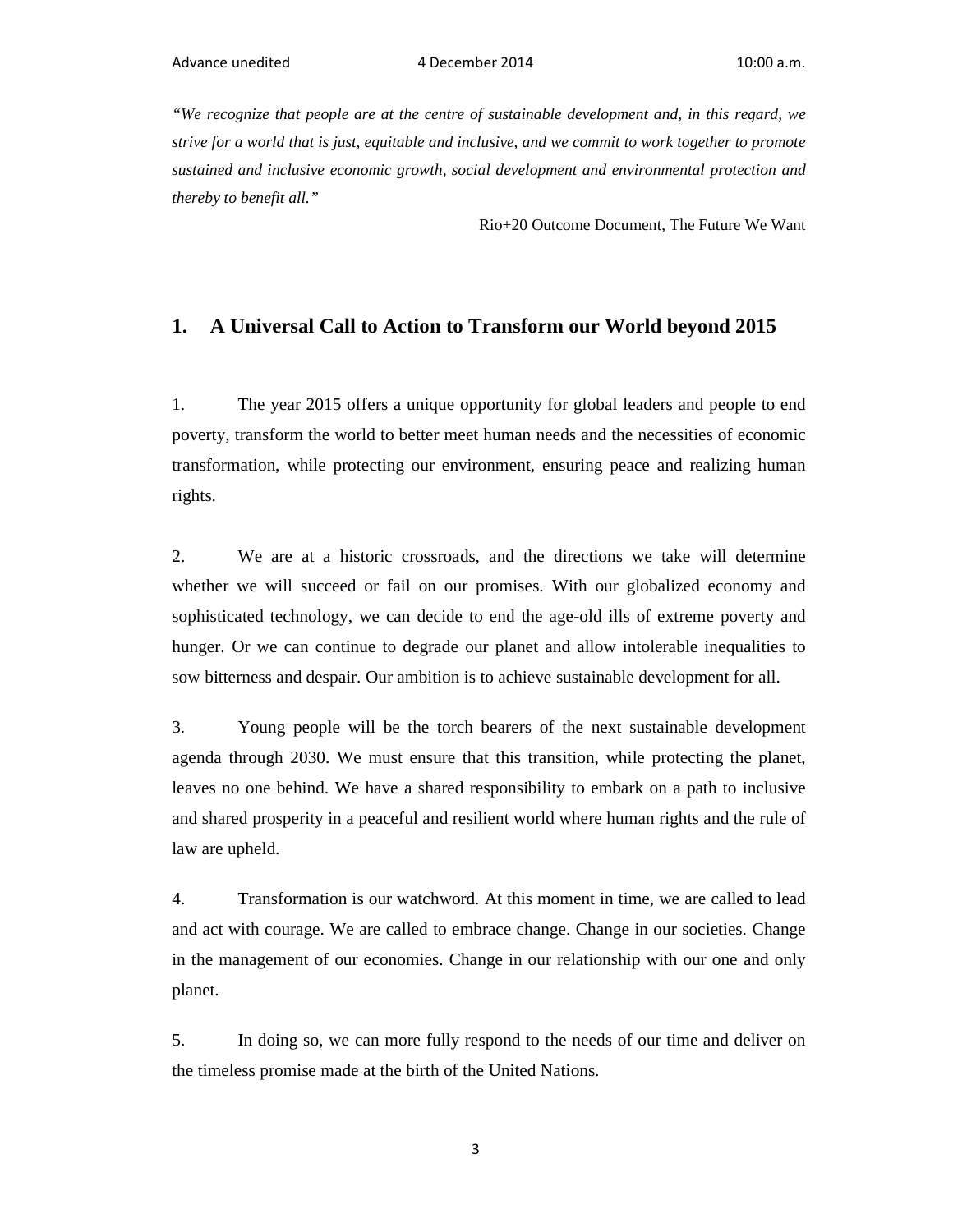*"We recognize that people are at the centre of sustainable development and, in this regard, we strive for a world that is just, equitable and inclusive, and we commit to work together to promote sustained and inclusive economic growth, social development and environmental protection and thereby to benefit all."*

Rio+20 Outcome Document, The Future We Want

## 1. A Universal Call to Action to Transform our World beyond 2015

1. The year 2015 offers a unique opportunity for global leaders and people to end poverty, transform the world to better meet human needs and the necessities of economic transformation, while protecting our environment, ensuring peace and realizing human rights.

2. We are at a historic crossroads, and the directions we take will determine whether we will succeed or fail on our promises. With our globalized economy and sophisticated technology, we can decide to end the age-old ills of extreme poverty and hunger. Or we can continue to degrade our planet and allow intolerable inequalities to sow bitterness and despair. Our ambition is to achieve sustainable development for all.

3. Young people will be the torch bearers of the next sustainable development agenda through 2030. We must ensure that this transition, while protecting the planet, leaves no one behind. We have a shared responsibility to embark on a path to inclusive and shared prosperity in a peaceful and resilient world where human rights and the rule of law are upheld.

4. Transformation is our watchword. At this moment in time, we are called to lead and act with courage. We are called to embrace change. Change in our societies. Change in the management of our economies. Change in our relationship with our one and only planet.

5. In doing so, we can more fully respond to the needs of our time and deliver on the timeless promise made at the birth of the United Nations.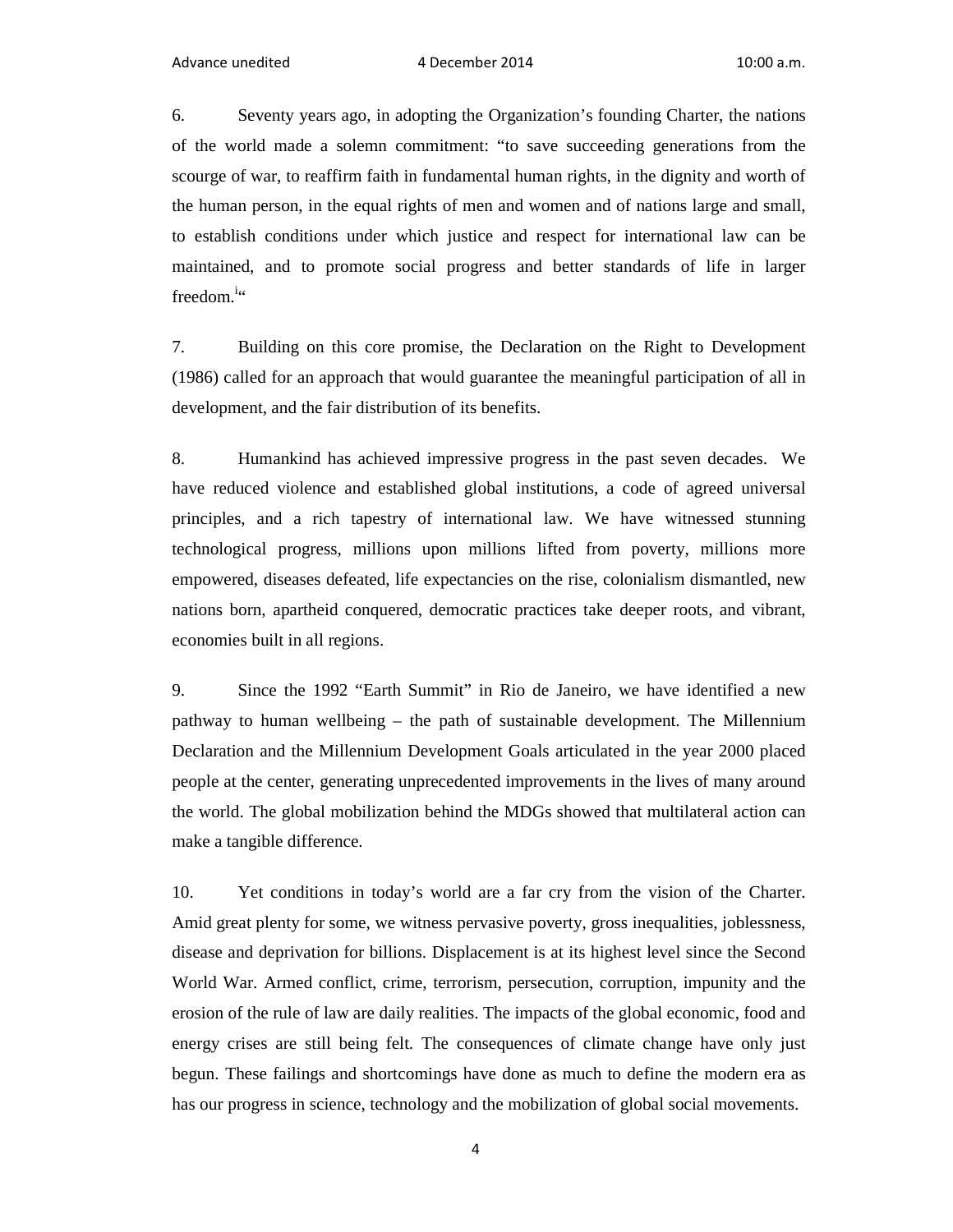6. Seventy years ago, in adopting the Organization's founding Charter, the nations of the world made a solemn commitment: "to save succeeding generations from the scourge of war, to reaffirm faith in fundamental human rights, in the dignity and worth of the human person, in the equal rights of men and women and of nations large and small, to establish conditions under which justice and respect for international law can be maintained, and to promote social progress and better standards of life in larger freedom.[i]"

7. Building on this core promise, the Declaration on the Right to Development (1986) called for an approach that would guarantee the meaningful participation of all in development, and the fair distribution of its benefits.

8. Humankind has achieved impressive progress in the past seven decades. We have reduced violence and established global institutions, a code of agreed universal principles, and a rich tapestry of international law. We have witnessed stunning technological progress, millions upon millions lifted from poverty, millions more empowered, diseases defeated, life expectancies on the rise, colonialism dismantled, new nations born, apartheid conquered, democratic practices take deeper roots, and vibrant, economies built in all regions.

9. Since the 1992 "Earth Summit" in Rio de Janeiro, we have identified a new pathway to human wellbeing – the path of sustainable development. The Millennium Declaration and the Millennium Development Goals articulated in the year 2000 placed people at the center, generating unprecedented improvements in the lives of many around the world. The global mobilization behind the MDGs showed that multilateral action can make a tangible difference.

10. Yet conditions in today's world are a far cry from the vision of the Charter. Amid great plenty for some, we witness pervasive poverty, gross inequalities, joblessness, disease and deprivation for billions. Displacement is at its highest level since the Second World War. Armed conflict, crime, terrorism, persecution, corruption, impunity and the erosion of the rule of law are daily realities. The impacts of the global economic, food and energy crises are still being felt. The consequences of climate change have only just begun. These failings and shortcomings have done as much to define the modern era as has our progress in science, technology and the mobilization of global social movements.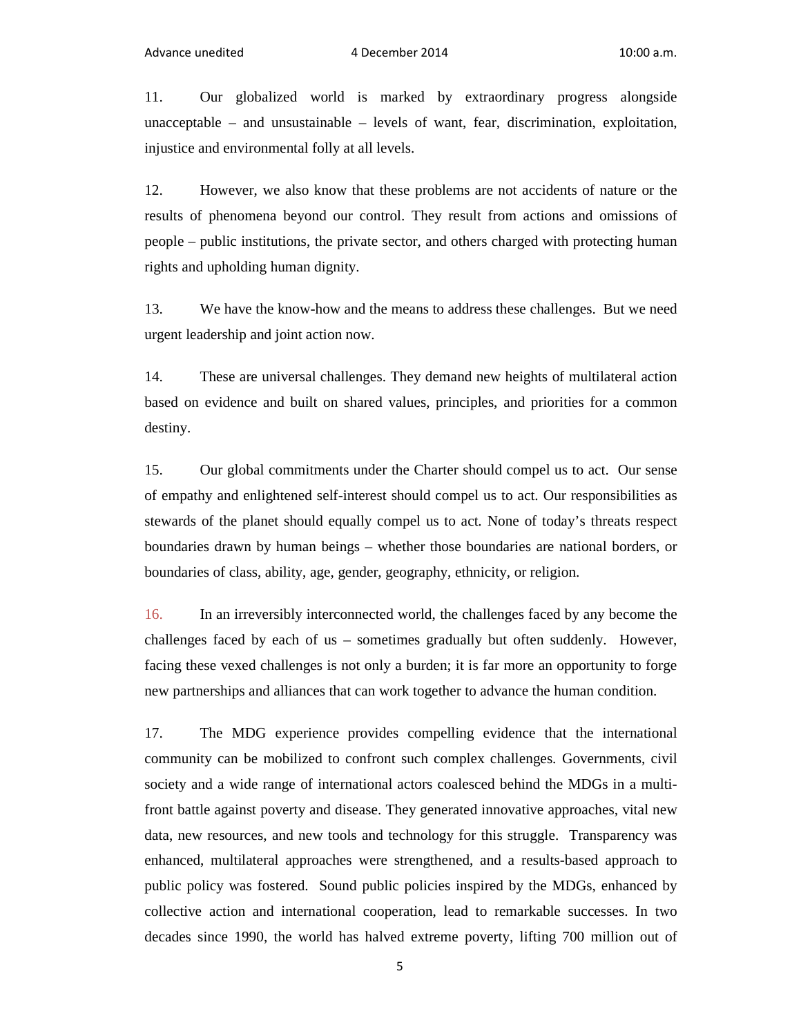11. Our globalized world is marked by extraordinary progress alongside unacceptable – and unsustainable – levels of want, fear, discrimination, exploitation, injustice and environmental folly at all levels.

12. However, we also know that these problems are not accidents of nature or the results of phenomena beyond our control. They result from actions and omissions of people – public institutions, the private sector, and others charged with protecting human rights and upholding human dignity.

13. We have the know-how and the means to address these challenges. But we need urgent leadership and joint action now.

14. These are universal challenges. They demand new heights of multilateral action based on evidence and built on shared values, principles, and priorities for a common destiny.

15. Our global commitments under the Charter should compel us to act. Our sense of empathy and enlightened self-interest should compel us to act. Our responsibilities as stewards of the planet should equally compel us to act. None of today's threats respect boundaries drawn by human beings – whether those boundaries are national borders, or boundaries of class, ability, age, gender, geography, ethnicity, or religion.

16. In an irreversibly interconnected world, the challenges faced by any become the challenges faced by each of us – sometimes gradually but often suddenly. However, facing these vexed challenges is not only a burden; it is far more an opportunity to forge new partnerships and alliances that can work together to advance the human condition.

17. The MDG experience provides compelling evidence that the international community can be mobilized to confront such complex challenges. Governments, civil society and a wide range of international actors coalesced behind the MDGs in a multi-front battle against poverty and disease. They generated innovative approaches, vital new data, new resources, and new tools and technology for this struggle. Transparency was enhanced, multilateral approaches were strengthened, and a results-based approach to public policy was fostered. Sound public policies inspired by the MDGs, enhanced by collective action and international cooperation, lead to remarkable successes. In two decades since 1990, the world has halved extreme poverty, lifting 700 million out of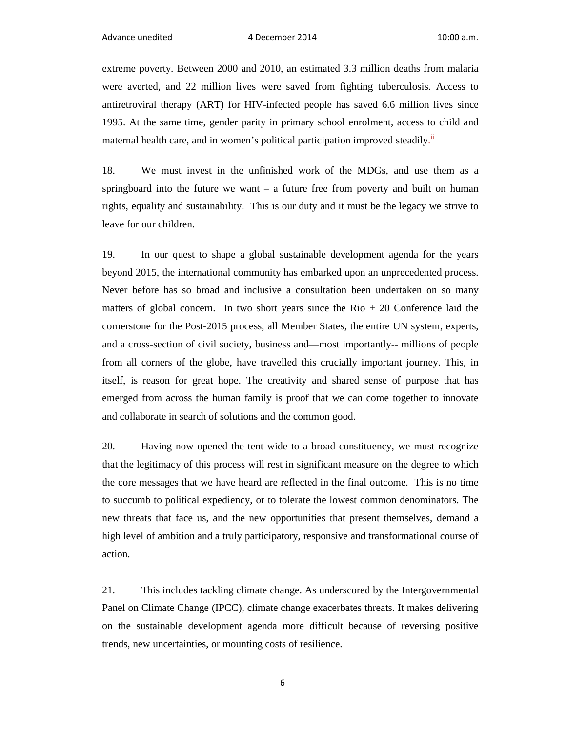extreme poverty. Between 2000 and 2010, an estimated 3.3 million deaths from malaria were averted, and 22 million lives were saved from fighting tuberculosis. Access to antiretroviral therapy (ART) for HIV-infected people has saved 6.6 million lives since 1995. At the same time, gender parity in primary school enrolment, access to child and maternal health care, and in women's political participation improved steadily.[ii]

18. We must invest in the unfinished work of the MDGs, and use them as a springboard into the future we want – a future free from poverty and built on human rights, equality and sustainability. This is our duty and it must be the legacy we strive to leave for our children.

19. In our quest to shape a global sustainable development agenda for the years beyond 2015, the international community has embarked upon an unprecedented process. Never before has so broad and inclusive a consultation been undertaken on so many matters of global concern. In two short years since the Rio + 20 Conference laid the cornerstone for the Post-2015 process, all Member States, the entire UN system, experts, and a cross-section of civil society, business and—most importantly-- millions of people from all corners of the globe, have travelled this crucially important journey. This, in itself, is reason for great hope. The creativity and shared sense of purpose that has emerged from across the human family is proof that we can come together to innovate and collaborate in search of solutions and the common good.

20. Having now opened the tent wide to a broad constituency, we must recognize that the legitimacy of this process will rest in significant measure on the degree to which the core messages that we have heard are reflected in the final outcome. This is no time to succumb to political expediency, or to tolerate the lowest common denominators. The new threats that face us, and the new opportunities that present themselves, demand a high level of ambition and a truly participatory, responsive and transformational course of action.

21. This includes tackling climate change. As underscored by the Intergovernmental Panel on Climate Change (IPCC), climate change exacerbates threats. It makes delivering on the sustainable development agenda more difficult because of reversing positive trends, new uncertainties, or mounting costs of resilience.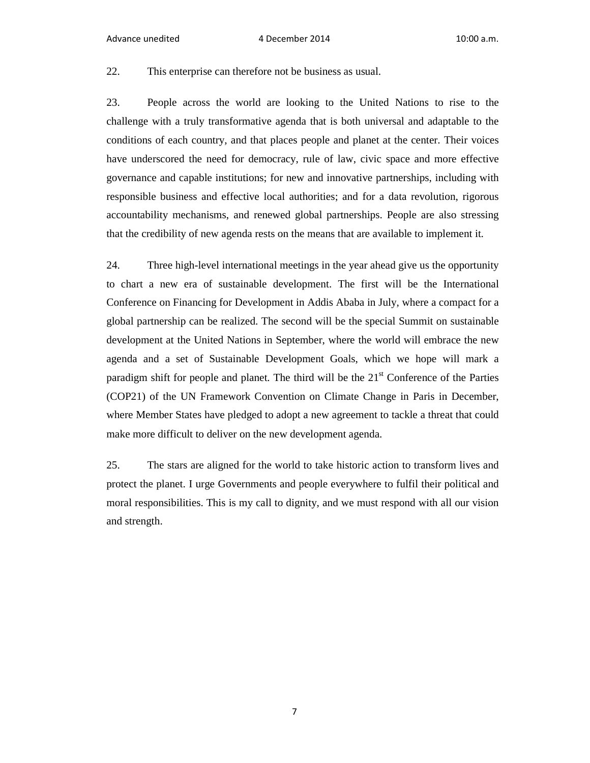22. This enterprise can therefore not be business as usual.

23. People across the world are looking to the United Nations to rise to the challenge with a truly transformative agenda that is both universal and adaptable to the conditions of each country, and that places people and planet at the center. Their voices have underscored the need for democracy, rule of law, civic space and more effective governance and capable institutions; for new and innovative partnerships, including with responsible business and effective local authorities; and for a data revolution, rigorous accountability mechanisms, and renewed global partnerships. People are also stressing that the credibility of new agenda rests on the means that are available to implement it.

24. Three high-level international meetings in the year ahead give us the opportunity to chart a new era of sustainable development. The first will be the International Conference on Financing for Development in Addis Ababa in July, where a compact for a global partnership can be realized. The second will be the special Summit on sustainable development at the United Nations in September, where the world will embrace the new agenda and a set of Sustainable Development Goals, which we hope will mark a paradigm shift for people and planet. The third will be the 21st Conference of the Parties (COP21) of the UN Framework Convention on Climate Change in Paris in December, where Member States have pledged to adopt a new agreement to tackle a threat that could make more difficult to deliver on the new development agenda.

25. The stars are aligned for the world to take historic action to transform lives and protect the planet. I urge Governments and people everywhere to fulfil their political and moral responsibilities. This is my call to dignity, and we must respond with all our vision and strength.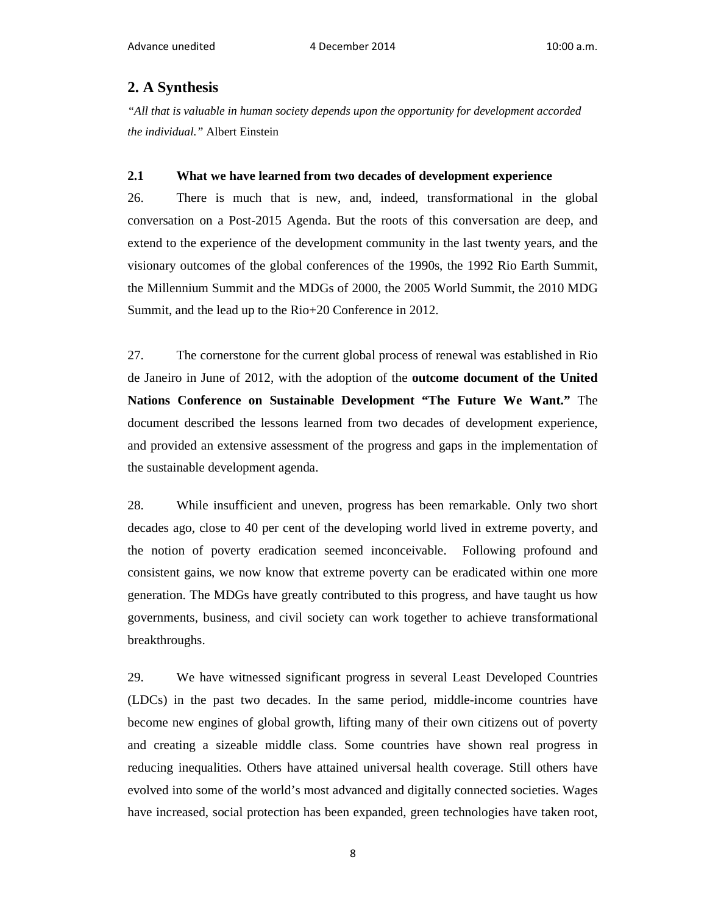## 2. A Synthesis

*"All that is valuable in human society depends upon the opportunity for development accorded the individual."* Albert Einstein

### 2.1 What we have learned from two decades of development experience

26. There is much that is new, and, indeed, transformational in the global conversation on a Post-2015 Agenda. But the roots of this conversation are deep, and extend to the experience of the development community in the last twenty years, and the visionary outcomes of the global conferences of the 1990s, the 1992 Rio Earth Summit, the Millennium Summit and the MDGs of 2000, the 2005 World Summit, the 2010 MDG Summit, and the lead up to the Rio+20 Conference in 2012.

27. The cornerstone for the current global process of renewal was established in Rio de Janeiro in June of 2012, with the adoption of the **outcome document of the United Nations Conference on Sustainable Development "The Future We Want."** The document described the lessons learned from two decades of development experience, and provided an extensive assessment of the progress and gaps in the implementation of the sustainable development agenda.

28. While insufficient and uneven, progress has been remarkable. Only two short decades ago, close to 40 per cent of the developing world lived in extreme poverty, and the notion of poverty eradication seemed inconceivable. Following profound and consistent gains, we now know that extreme poverty can be eradicated within one more generation. The MDGs have greatly contributed to this progress, and have taught us how governments, business, and civil society can work together to achieve transformational breakthroughs.

29. We have witnessed significant progress in several Least Developed Countries (LDCs) in the past two decades. In the same period, middle-income countries have become new engines of global growth, lifting many of their own citizens out of poverty and creating a sizeable middle class. Some countries have shown real progress in reducing inequalities. Others have attained universal health coverage. Still others have evolved into some of the world's most advanced and digitally connected societies. Wages have increased, social protection has been expanded, green technologies have taken root,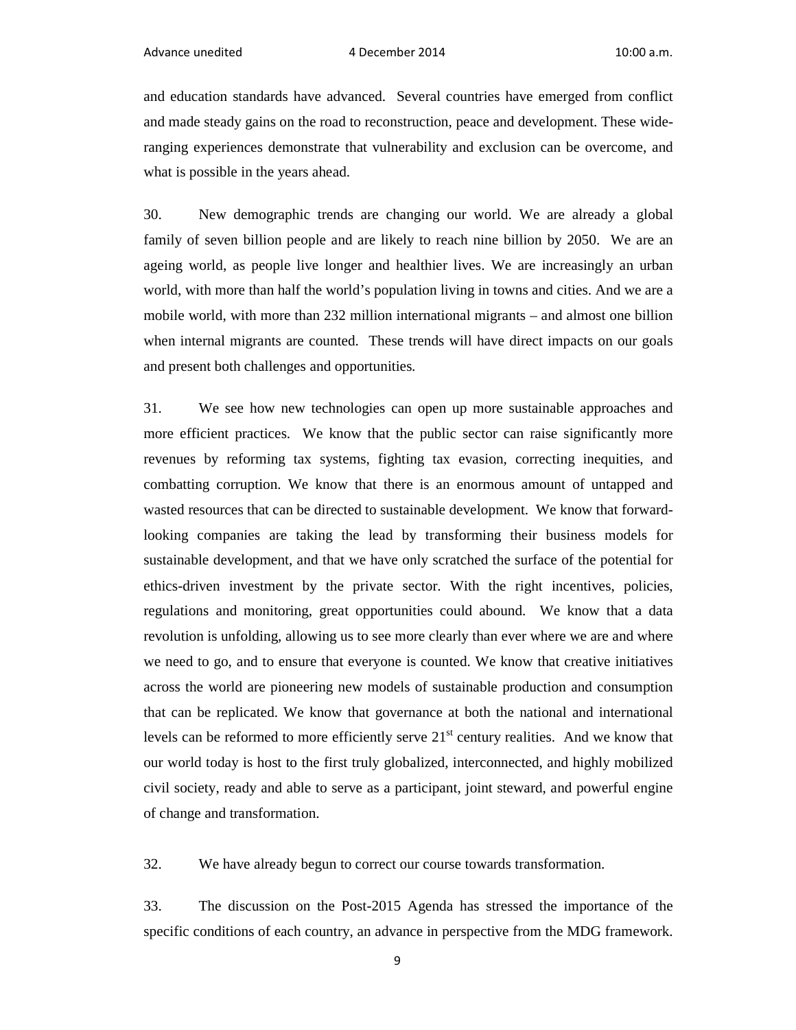and education standards have advanced. Several countries have emerged from conflict and made steady gains on the road to reconstruction, peace and development. These wide-ranging experiences demonstrate that vulnerability and exclusion can be overcome, and what is possible in the years ahead.

30. New demographic trends are changing our world. We are already a global family of seven billion people and are likely to reach nine billion by 2050. We are an ageing world, as people live longer and healthier lives. We are increasingly an urban world, with more than half the world's population living in towns and cities. And we are a mobile world, with more than 232 million international migrants – and almost one billion when internal migrants are counted. These trends will have direct impacts on our goals and present both challenges and opportunities.

31. We see how new technologies can open up more sustainable approaches and more efficient practices. We know that the public sector can raise significantly more revenues by reforming tax systems, fighting tax evasion, correcting inequities, and combatting corruption. We know that there is an enormous amount of untapped and wasted resources that can be directed to sustainable development. We know that forward-looking companies are taking the lead by transforming their business models for sustainable development, and that we have only scratched the surface of the potential for ethics-driven investment by the private sector. With the right incentives, policies, regulations and monitoring, great opportunities could abound. We know that a data revolution is unfolding, allowing us to see more clearly than ever where we are and where we need to go, and to ensure that everyone is counted. We know that creative initiatives across the world are pioneering new models of sustainable production and consumption that can be replicated. We know that governance at both the national and international levels can be reformed to more efficiently serve 21st century realities. And we know that our world today is host to the first truly globalized, interconnected, and highly mobilized civil society, ready and able to serve as a participant, joint steward, and powerful engine of change and transformation.

32. We have already begun to correct our course towards transformation.

33. The discussion on the Post-2015 Agenda has stressed the importance of the specific conditions of each country, an advance in perspective from the MDG framework.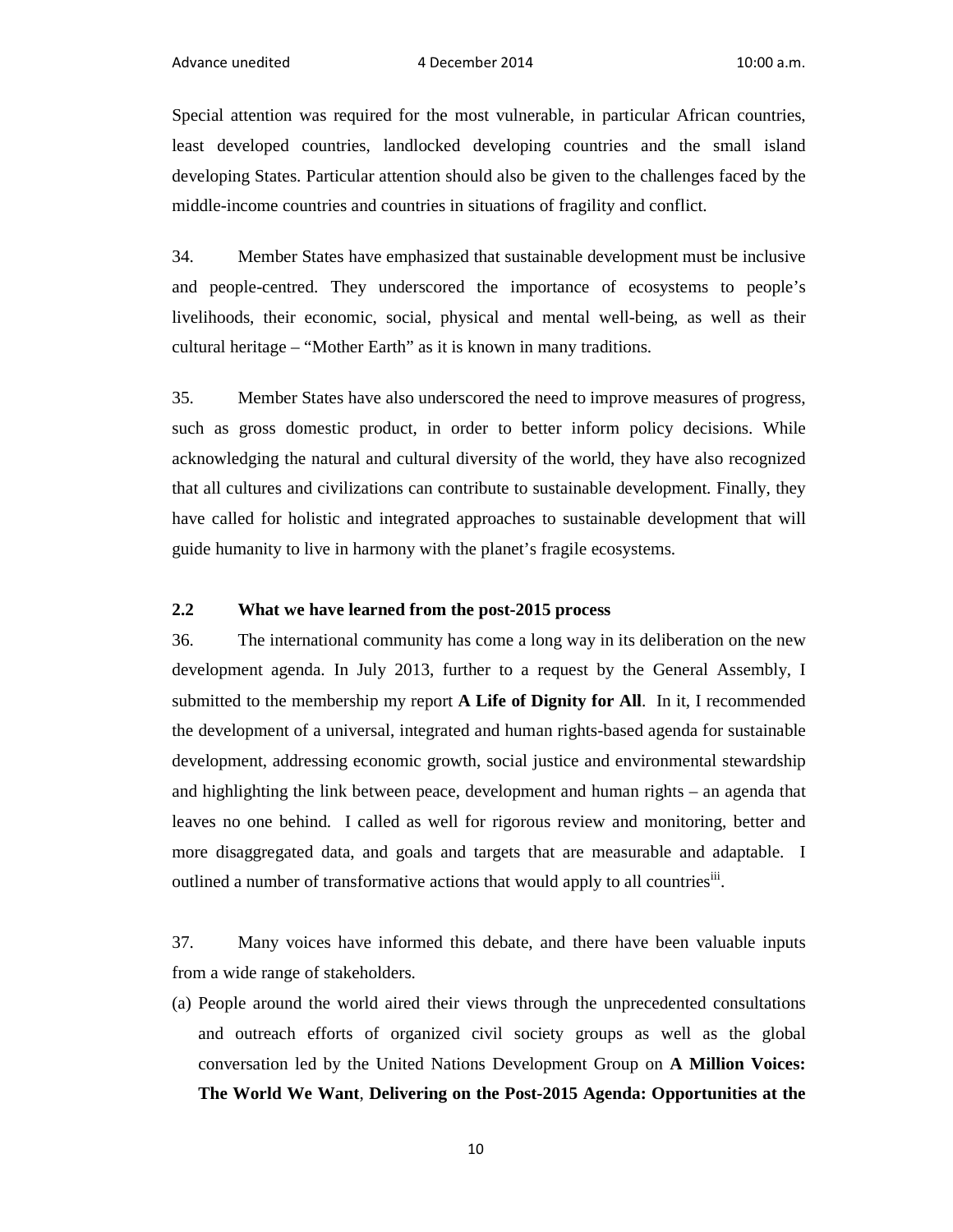Special attention was required for the most vulnerable, in particular African countries, least developed countries, landlocked developing countries and the small island developing States. Particular attention should also be given to the challenges faced by the middle-income countries and countries in situations of fragility and conflict.

34. Member States have emphasized that sustainable development must be inclusive and people-centred. They underscored the importance of ecosystems to people's livelihoods, their economic, social, physical and mental well-being, as well as their cultural heritage – "Mother Earth" as it is known in many traditions.

35. Member States have also underscored the need to improve measures of progress, such as gross domestic product, in order to better inform policy decisions. While acknowledging the natural and cultural diversity of the world, they have also recognized that all cultures and civilizations can contribute to sustainable development. Finally, they have called for holistic and integrated approaches to sustainable development that will guide humanity to live in harmony with the planet's fragile ecosystems.

### 2.2 What we have learned from the post-2015 process

36. The international community has come a long way in its deliberation on the new development agenda. In July 2013, further to a request by the General Assembly, I submitted to the membership my report **A Life of Dignity for All**. In it, I recommended the development of a universal, integrated and human rights-based agenda for sustainable development, addressing economic growth, social justice and environmental stewardship and highlighting the link between peace, development and human rights – an agenda that leaves no one behind. I called as well for rigorous review and monitoring, better and more disaggregated data, and goals and targets that are measurable and adaptable. I outlined a number of transformative actions that would apply to all countries[iii].

37. Many voices have informed this debate, and there have been valuable inputs from a wide range of stakeholders.

(a) People around the world aired their views through the unprecedented consultations and outreach efforts of organized civil society groups as well as the global conversation led by the United Nations Development Group on **A Million Voices: The World We Want**, **Delivering on the Post-2015 Agenda: Opportunities at the**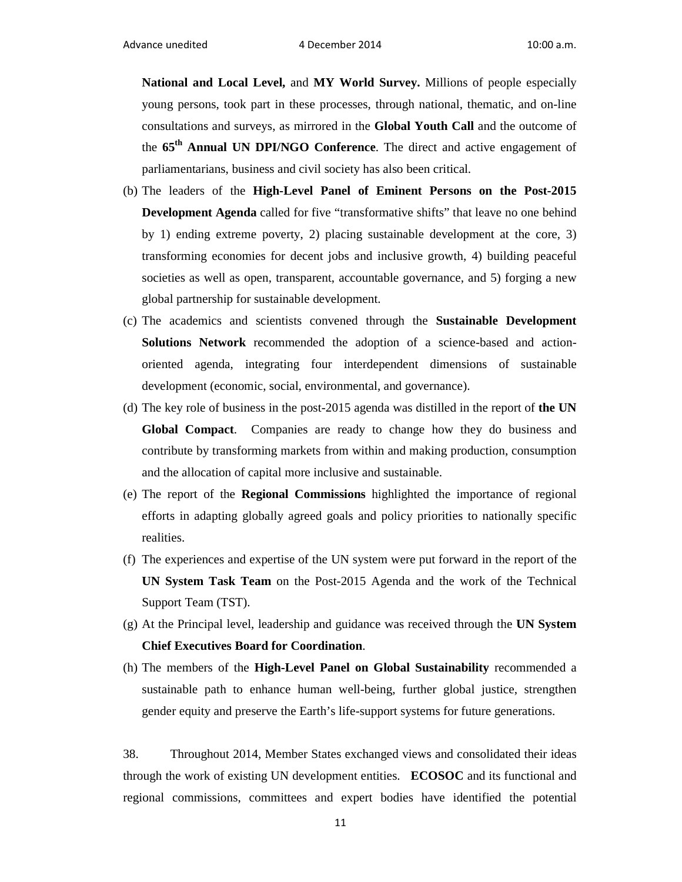**National and Local Level,** and **MY World Survey.** Millions of people especially young persons, took part in these processes, through national, thematic, and on-line consultations and surveys, as mirrored in the **Global Youth Call** and the outcome of the **65th Annual UN DPI/NGO Conference**. The direct and active engagement of parliamentarians, business and civil society has also been critical.

(b) The leaders of the **High-Level Panel of Eminent Persons on the Post-2015 Development Agenda** called for five "transformative shifts" that leave no one behind by 1) ending extreme poverty, 2) placing sustainable development at the core, 3) transforming economies for decent jobs and inclusive growth, 4) building peaceful societies as well as open, transparent, accountable governance, and 5) forging a new global partnership for sustainable development.

(c) The academics and scientists convened through the **Sustainable Development Solutions Network** recommended the adoption of a science-based and action-oriented agenda, integrating four interdependent dimensions of sustainable development (economic, social, environmental, and governance).

(d) The key role of business in the post-2015 agenda was distilled in the report of **the UN Global Compact**. Companies are ready to change how they do business and contribute by transforming markets from within and making production, consumption and the allocation of capital more inclusive and sustainable.

(e) The report of the **Regional Commissions** highlighted the importance of regional efforts in adapting globally agreed goals and policy priorities to nationally specific realities.

(f) The experiences and expertise of the UN system were put forward in the report of the **UN System Task Team** on the Post-2015 Agenda and the work of the Technical Support Team (TST).

(g) At the Principal level, leadership and guidance was received through the **UN System Chief Executives Board for Coordination**.

(h) The members of the **High-Level Panel on Global Sustainability** recommended a sustainable path to enhance human well-being, further global justice, strengthen gender equity and preserve the Earth's life-support systems for future generations.

38. Throughout 2014, Member States exchanged views and consolidated their ideas through the work of existing UN development entities. **ECOSOC** and its functional and regional commissions, committees and expert bodies have identified the potential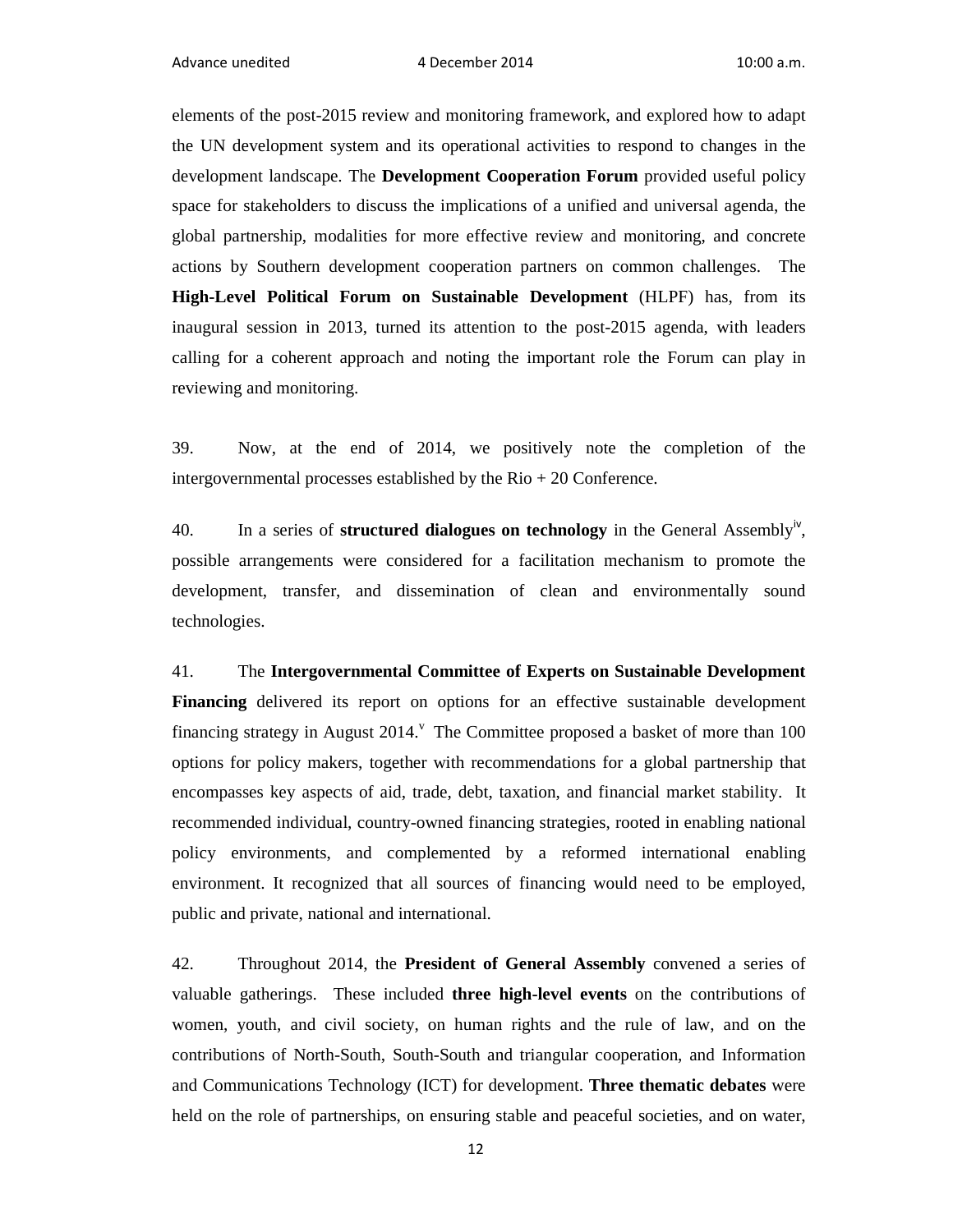elements of the post-2015 review and monitoring framework, and explored how to adapt the UN development system and its operational activities to respond to changes in the development landscape. The **Development Cooperation Forum** provided useful policy space for stakeholders to discuss the implications of a unified and universal agenda, the global partnership, modalities for more effective review and monitoring, and concrete actions by Southern development cooperation partners on common challenges. The **High-Level Political Forum on Sustainable Development** (HLPF) has, from its inaugural session in 2013, turned its attention to the post-2015 agenda, with leaders calling for a coherent approach and noting the important role the Forum can play in reviewing and monitoring.

39. Now, at the end of 2014, we positively note the completion of the intergovernmental processes established by the Rio + 20 Conference.

40. In a series of **structured dialogues on technology** in the General Assembly[iv], possible arrangements were considered for a facilitation mechanism to promote the development, transfer, and dissemination of clean and environmentally sound technologies.

41. The **Intergovernmental Committee of Experts on Sustainable Development Financing** delivered its report on options for an effective sustainable development financing strategy in August 2014.[v] The Committee proposed a basket of more than 100 options for policy makers, together with recommendations for a global partnership that encompasses key aspects of aid, trade, debt, taxation, and financial market stability. It recommended individual, country-owned financing strategies, rooted in enabling national policy environments, and complemented by a reformed international enabling environment. It recognized that all sources of financing would need to be employed, public and private, national and international.

42. Throughout 2014, the **President of General Assembly** convened a series of valuable gatherings. These included **three high-level events** on the contributions of women, youth, and civil society, on human rights and the rule of law, and on the contributions of North-South, South-South and triangular cooperation, and Information and Communications Technology (ICT) for development. **Three thematic debates** were held on the role of partnerships, on ensuring stable and peaceful societies, and on water,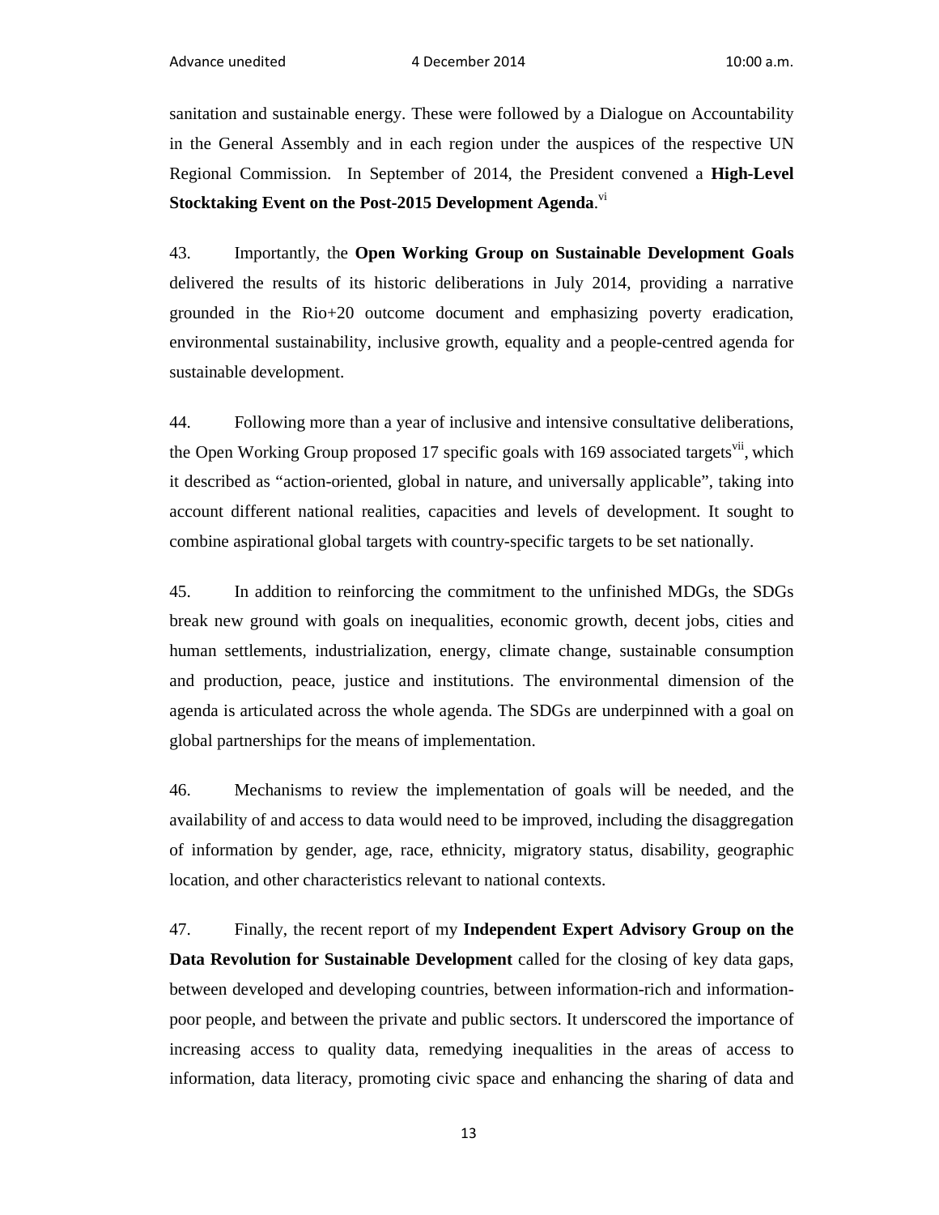sanitation and sustainable energy. These were followed by a Dialogue on Accountability in the General Assembly and in each region under the auspices of the respective UN Regional Commission. In September of 2014, the President convened a **High-Level Stocktaking Event on the Post-2015 Development Agenda**.[vi]

43. Importantly, the **Open Working Group on Sustainable Development Goals** delivered the results of its historic deliberations in July 2014, providing a narrative grounded in the Rio+20 outcome document and emphasizing poverty eradication, environmental sustainability, inclusive growth, equality and a people-centred agenda for sustainable development.

44. Following more than a year of inclusive and intensive consultative deliberations, the Open Working Group proposed 17 specific goals with 169 associated targets[vii], which it described as "action-oriented, global in nature, and universally applicable", taking into account different national realities, capacities and levels of development. It sought to combine aspirational global targets with country-specific targets to be set nationally.

45. In addition to reinforcing the commitment to the unfinished MDGs, the SDGs break new ground with goals on inequalities, economic growth, decent jobs, cities and human settlements, industrialization, energy, climate change, sustainable consumption and production, peace, justice and institutions. The environmental dimension of the agenda is articulated across the whole agenda. The SDGs are underpinned with a goal on global partnerships for the means of implementation.

46. Mechanisms to review the implementation of goals will be needed, and the availability of and access to data would need to be improved, including the disaggregation of information by gender, age, race, ethnicity, migratory status, disability, geographic location, and other characteristics relevant to national contexts.

47. Finally, the recent report of my **Independent Expert Advisory Group on the Data Revolution for Sustainable Development** called for the closing of key data gaps, between developed and developing countries, between information-rich and information-poor people, and between the private and public sectors. It underscored the importance of increasing access to quality data, remedying inequalities in the areas of access to information, data literacy, promoting civic space and enhancing the sharing of data and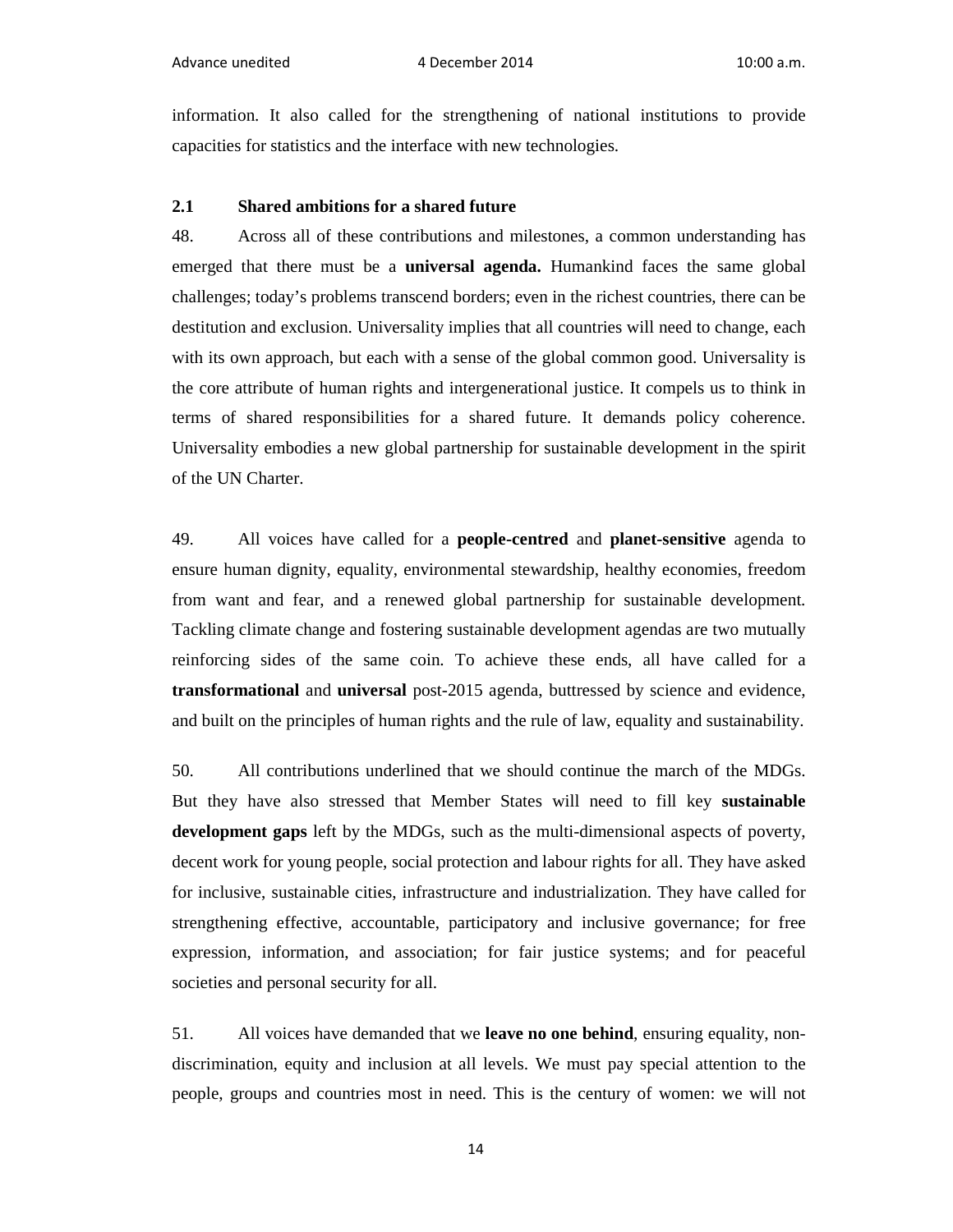information. It also called for the strengthening of national institutions to provide capacities for statistics and the interface with new technologies.

### 2.1 Shared ambitions for a shared future

48. Across all of these contributions and milestones, a common understanding has emerged that there must be a **universal agenda.** Humankind faces the same global challenges; today's problems transcend borders; even in the richest countries, there can be destitution and exclusion. Universality implies that all countries will need to change, each with its own approach, but each with a sense of the global common good. Universality is the core attribute of human rights and intergenerational justice. It compels us to think in terms of shared responsibilities for a shared future. It demands policy coherence. Universality embodies a new global partnership for sustainable development in the spirit of the UN Charter.

49. All voices have called for a **people-centred** and **planet-sensitive** agenda to ensure human dignity, equality, environmental stewardship, healthy economies, freedom from want and fear, and a renewed global partnership for sustainable development. Tackling climate change and fostering sustainable development agendas are two mutually reinforcing sides of the same coin. To achieve these ends, all have called for a **transformational** and **universal** post-2015 agenda, buttressed by science and evidence, and built on the principles of human rights and the rule of law, equality and sustainability.

50. All contributions underlined that we should continue the march of the MDGs. But they have also stressed that Member States will need to fill key **sustainable development gaps** left by the MDGs, such as the multi-dimensional aspects of poverty, decent work for young people, social protection and labour rights for all. They have asked for inclusive, sustainable cities, infrastructure and industrialization. They have called for strengthening effective, accountable, participatory and inclusive governance; for free expression, information, and association; for fair justice systems; and for peaceful societies and personal security for all.

51. All voices have demanded that we **leave no one behind**, ensuring equality, non-discrimination, equity and inclusion at all levels. We must pay special attention to the people, groups and countries most in need. This is the century of women: we will not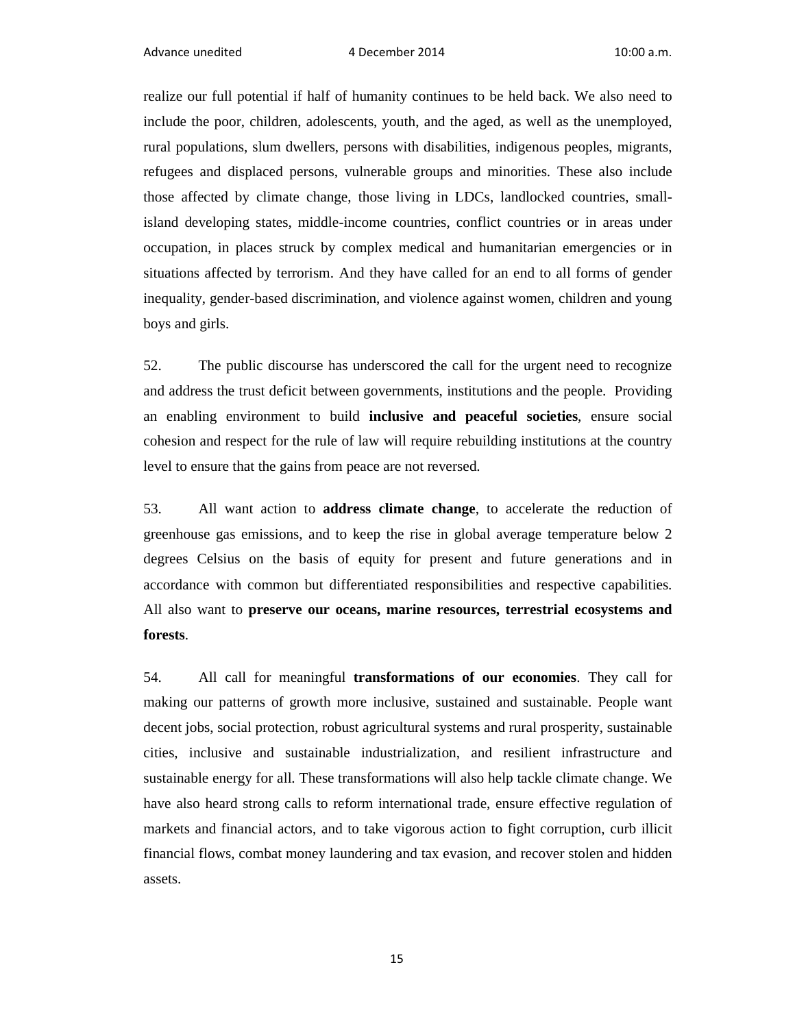realize our full potential if half of humanity continues to be held back. We also need to include the poor, children, adolescents, youth, and the aged, as well as the unemployed, rural populations, slum dwellers, persons with disabilities, indigenous peoples, migrants, refugees and displaced persons, vulnerable groups and minorities. These also include those affected by climate change, those living in LDCs, landlocked countries, small-island developing states, middle-income countries, conflict countries or in areas under occupation, in places struck by complex medical and humanitarian emergencies or in situations affected by terrorism. And they have called for an end to all forms of gender inequality, gender-based discrimination, and violence against women, children and young boys and girls.

52. The public discourse has underscored the call for the urgent need to recognize and address the trust deficit between governments, institutions and the people. Providing an enabling environment to build **inclusive and peaceful societies**, ensure social cohesion and respect for the rule of law will require rebuilding institutions at the country level to ensure that the gains from peace are not reversed.

53. All want action to **address climate change**, to accelerate the reduction of greenhouse gas emissions, and to keep the rise in global average temperature below 2 degrees Celsius on the basis of equity for present and future generations and in accordance with common but differentiated responsibilities and respective capabilities. All also want to **preserve our oceans, marine resources, terrestrial ecosystems and forests**.

54. All call for meaningful **transformations of our economies**. They call for making our patterns of growth more inclusive, sustained and sustainable. People want decent jobs, social protection, robust agricultural systems and rural prosperity, sustainable cities, inclusive and sustainable industrialization, and resilient infrastructure and sustainable energy for all. These transformations will also help tackle climate change. We have also heard strong calls to reform international trade, ensure effective regulation of markets and financial actors, and to take vigorous action to fight corruption, curb illicit financial flows, combat money laundering and tax evasion, and recover stolen and hidden assets.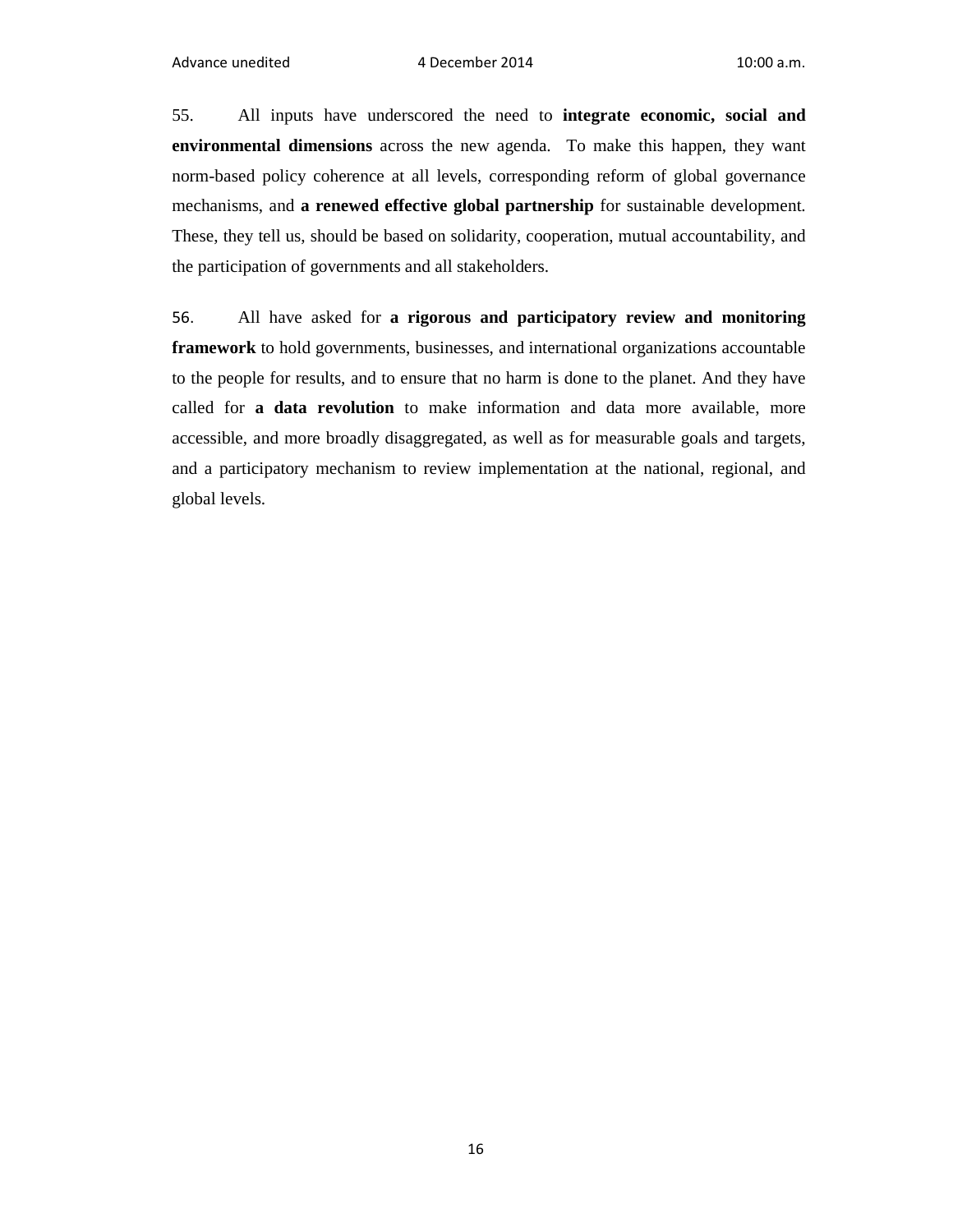55. All inputs have underscored the need to **integrate economic, social and environmental dimensions** across the new agenda. To make this happen, they want norm-based policy coherence at all levels, corresponding reform of global governance mechanisms, and **a renewed effective global partnership** for sustainable development. These, they tell us, should be based on solidarity, cooperation, mutual accountability, and the participation of governments and all stakeholders.

56. All have asked for **a rigorous and participatory review and monitoring framework** to hold governments, businesses, and international organizations accountable to the people for results, and to ensure that no harm is done to the planet. And they have called for **a data revolution** to make information and data more available, more accessible, and more broadly disaggregated, as well as for measurable goals and targets, and a participatory mechanism to review implementation at the national, regional, and global levels.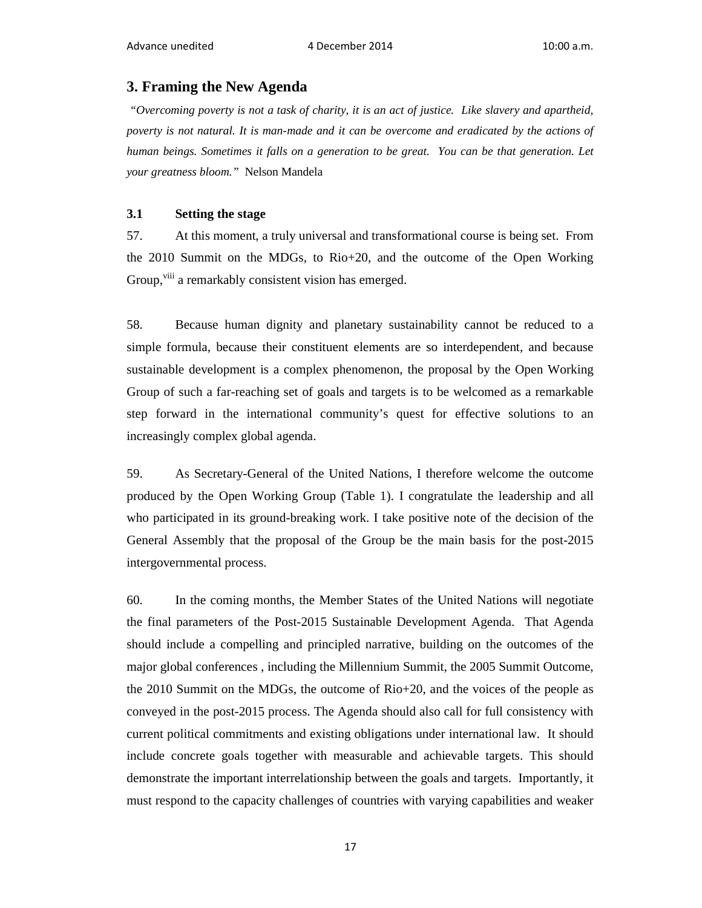## 3. Framing the New Agenda

*"Overcoming poverty is not a task of charity, it is an act of justice. Like slavery and apartheid, poverty is not natural. It is man-made and it can be overcome and eradicated by the actions of human beings. Sometimes it falls on a generation to be great. You can be that generation. Let your greatness bloom."* Nelson Mandela

### 3.1 Setting the stage

57. At this moment, a truly universal and transformational course is being set. From the 2010 Summit on the MDGs, to Rio+20, and the outcome of the Open Working Group,[viii] a remarkably consistent vision has emerged.

58. Because human dignity and planetary sustainability cannot be reduced to a simple formula, because their constituent elements are so interdependent, and because sustainable development is a complex phenomenon, the proposal by the Open Working Group of such a far-reaching set of goals and targets is to be welcomed as a remarkable step forward in the international community's quest for effective solutions to an increasingly complex global agenda.

59. As Secretary-General of the United Nations, I therefore welcome the outcome produced by the Open Working Group (Table 1). I congratulate the leadership and all who participated in its ground-breaking work. I take positive note of the decision of the General Assembly that the proposal of the Group be the main basis for the post-2015 intergovernmental process.

60. In the coming months, the Member States of the United Nations will negotiate the final parameters of the Post-2015 Sustainable Development Agenda. That Agenda should include a compelling and principled narrative, building on the outcomes of the major global conferences , including the Millennium Summit, the 2005 Summit Outcome, the 2010 Summit on the MDGs, the outcome of Rio+20, and the voices of the people as conveyed in the post-2015 process. The Agenda should also call for full consistency with current political commitments and existing obligations under international law. It should include concrete goals together with measurable and achievable targets. This should demonstrate the important interrelationship between the goals and targets. Importantly, it must respond to the capacity challenges of countries with varying capabilities and weaker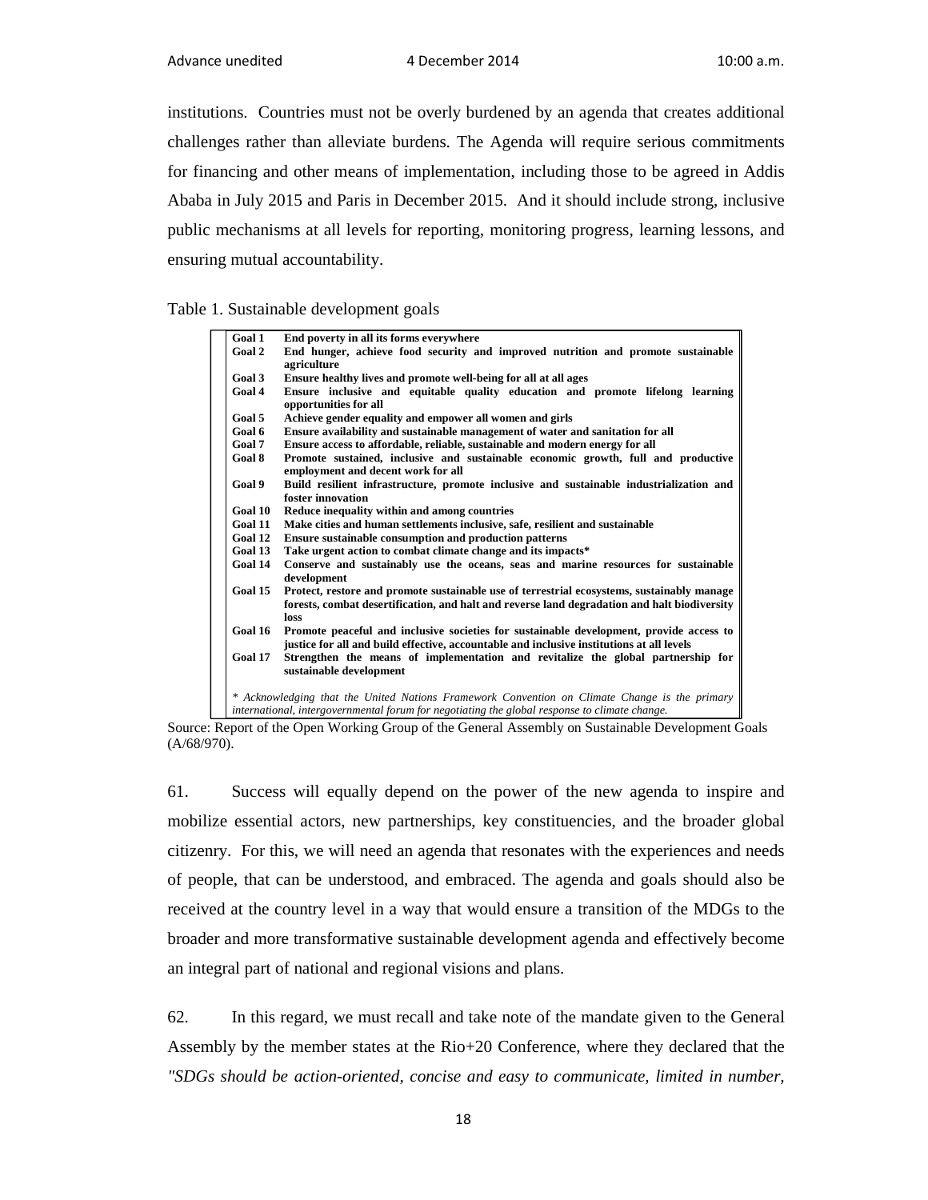institutions. Countries must not be overly burdened by an agenda that creates additional challenges rather than alleviate burdens. The Agenda will require serious commitments for financing and other means of implementation, including those to be agreed in Addis Ababa in July 2015 and Paris in December 2015. And it should include strong, inclusive public mechanisms at all levels for reporting, monitoring progress, learning lessons, and ensuring mutual accountability.

Table 1. Sustainable development goals

| | |
|---|---|
| **Goal 1** | **End poverty in all its forms everywhere** |
| **Goal 2** | **End hunger, achieve food security and improved nutrition and promote sustainable agriculture** |
| **Goal 3** | **Ensure healthy lives and promote well-being for all at all ages** |
| **Goal 4** | **Ensure inclusive and equitable quality education and promote lifelong learning opportunities for all** |
| **Goal 5** | **Achieve gender equality and empower all women and girls** |
| **Goal 6** | **Ensure availability and sustainable management of water and sanitation for all** |
| **Goal 7** | **Ensure access to affordable, reliable, sustainable and modern energy for all** |
| **Goal 8** | **Promote sustained, inclusive and sustainable economic growth, full and productive employment and decent work for all** |
| **Goal 9** | **Build resilient infrastructure, promote inclusive and sustainable industrialization and foster innovation** |
| **Goal 10** | **Reduce inequality within and among countries** |
| **Goal 11** | **Make cities and human settlements inclusive, safe, resilient and sustainable** |
| **Goal 12** | **Ensure sustainable consumption and production patterns** |
| **Goal 13** | **Take urgent action to combat climate change and its impacts*** |
| **Goal 14** | **Conserve and sustainably use the oceans, seas and marine resources for sustainable development** |
| **Goal 15** | **Protect, restore and promote sustainable use of terrestrial ecosystems, sustainably manage forests, combat desertification, and halt and reverse land degradation and halt biodiversity loss** |
| **Goal 16** | **Promote peaceful and inclusive societies for sustainable development, provide access to justice for all and build effective, accountable and inclusive institutions at all levels** |
| **Goal 17** | **Strengthen the means of implementation and revitalize the global partnership for sustainable development** |

*\* Acknowledging that the United Nations Framework Convention on Climate Change is the primary international, intergovernmental forum for negotiating the global response to climate change.*

Source: Report of the Open Working Group of the General Assembly on Sustainable Development Goals (A/68/970).

61. Success will equally depend on the power of the new agenda to inspire and mobilize essential actors, new partnerships, key constituencies, and the broader global citizenry. For this, we will need an agenda that resonates with the experiences and needs of people, that can be understood, and embraced. The agenda and goals should also be received at the country level in a way that would ensure a transition of the MDGs to the broader and more transformative sustainable development agenda and effectively become an integral part of national and regional visions and plans.

62. In this regard, we must recall and take note of the mandate given to the General Assembly by the member states at the Rio+20 Conference, where they declared that the *"SDGs should be action-oriented, concise and easy to communicate, limited in number,*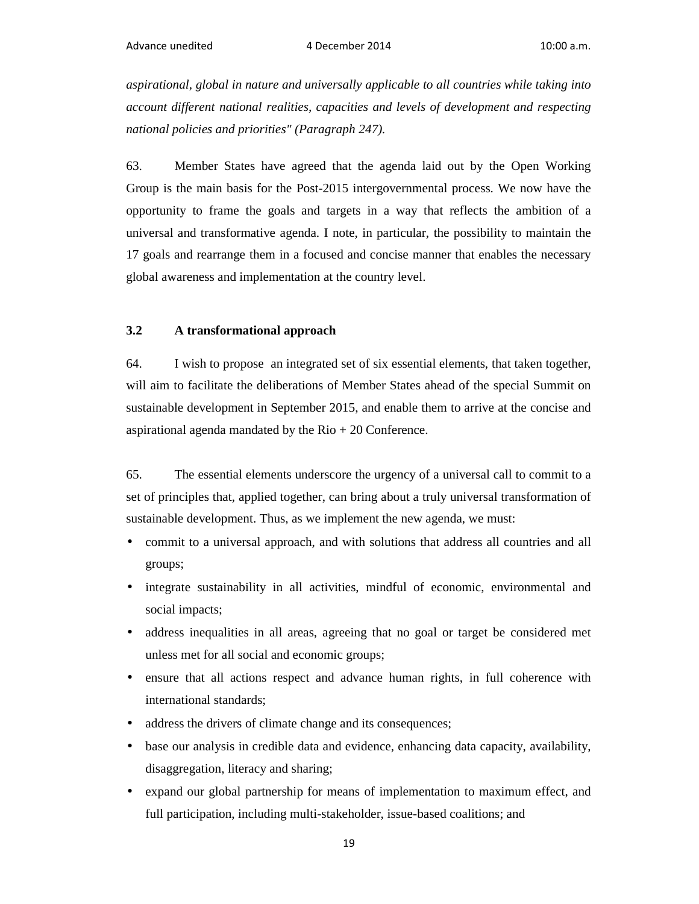*aspirational, global in nature and universally applicable to all countries while taking into account different national realities, capacities and levels of development and respecting national policies and priorities" (Paragraph 247).*

63. Member States have agreed that the agenda laid out by the Open Working Group is the main basis for the Post-2015 intergovernmental process. We now have the opportunity to frame the goals and targets in a way that reflects the ambition of a universal and transformative agenda. I note, in particular, the possibility to maintain the 17 goals and rearrange them in a focused and concise manner that enables the necessary global awareness and implementation at the country level.

### 3.2 A transformational approach

64. I wish to propose an integrated set of six essential elements, that taken together, will aim to facilitate the deliberations of Member States ahead of the special Summit on sustainable development in September 2015, and enable them to arrive at the concise and aspirational agenda mandated by the Rio + 20 Conference.

65. The essential elements underscore the urgency of a universal call to commit to a set of principles that, applied together, can bring about a truly universal transformation of sustainable development. Thus, as we implement the new agenda, we must:

- commit to a universal approach, and with solutions that address all countries and all groups;
- integrate sustainability in all activities, mindful of economic, environmental and social impacts;
- address inequalities in all areas, agreeing that no goal or target be considered met unless met for all social and economic groups;
- ensure that all actions respect and advance human rights, in full coherence with international standards;
- address the drivers of climate change and its consequences;
- base our analysis in credible data and evidence, enhancing data capacity, availability, disaggregation, literacy and sharing;
- expand our global partnership for means of implementation to maximum effect, and full participation, including multi-stakeholder, issue-based coalitions; and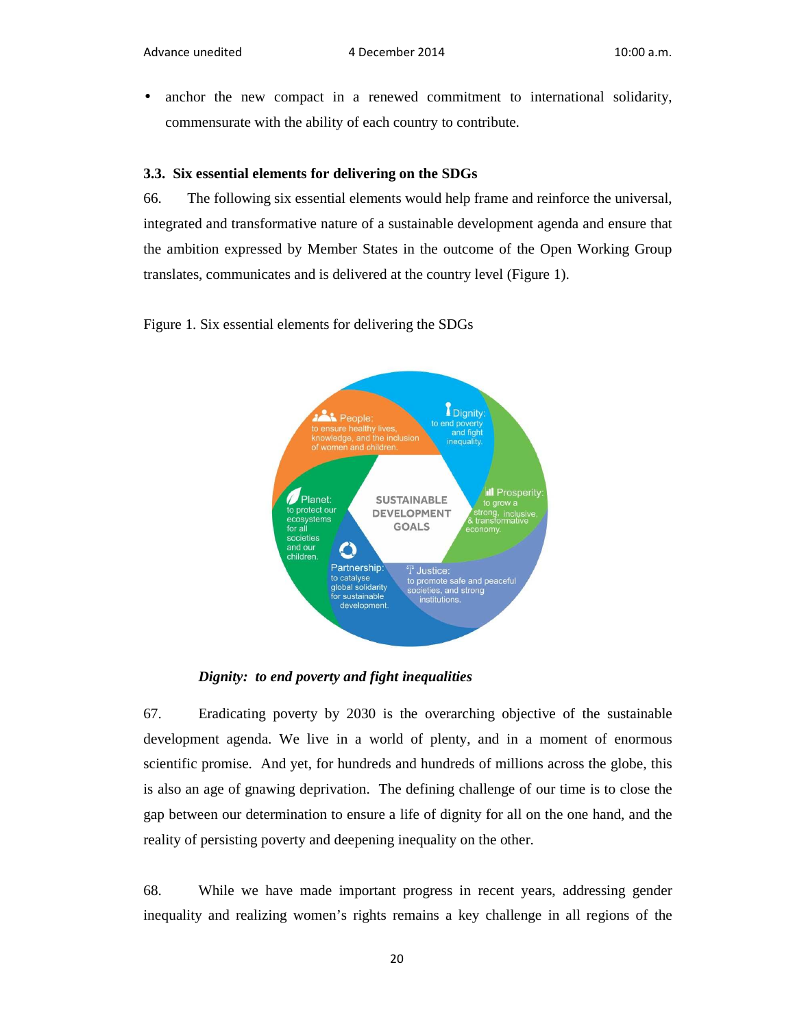- anchor the new compact in a renewed commitment to international solidarity, commensurate with the ability of each country to contribute.

### 3.3. Six essential elements for delivering on the SDGs

66. The following six essential elements would help frame and reinforce the universal, integrated and transformative nature of a sustainable development agenda and ensure that the ambition expressed by Member States in the outcome of the Open Working Group translates, communicates and is delivered at the country level (Figure 1).

Figure 1. Six essential elements for delivering the SDGs

SUSTAINABLE DEVELOPMENT GOALS

- Dignity: to end poverty and fight inequality.
- Prosperity: to grow a strong, inclusive, & transformative economy.
- Justice: to promote safe and peaceful societies, and strong institutions.
- Partnership: to catalyse global solidarity for sustainable development.
- Planet: to protect our ecosystems for all societies and our children.
- People: to ensure healthy lives, knowledge, and the inclusion of women and children.

***Dignity: to end poverty and fight inequalities***

67. Eradicating poverty by 2030 is the overarching objective of the sustainable development agenda. We live in a world of plenty, and in a moment of enormous scientific promise. And yet, for hundreds and hundreds of millions across the globe, this is also an age of gnawing deprivation. The defining challenge of our time is to close the gap between our determination to ensure a life of dignity for all on the one hand, and the reality of persisting poverty and deepening inequality on the other.

68. While we have made important progress in recent years, addressing gender inequality and realizing women's rights remains a key challenge in all regions of the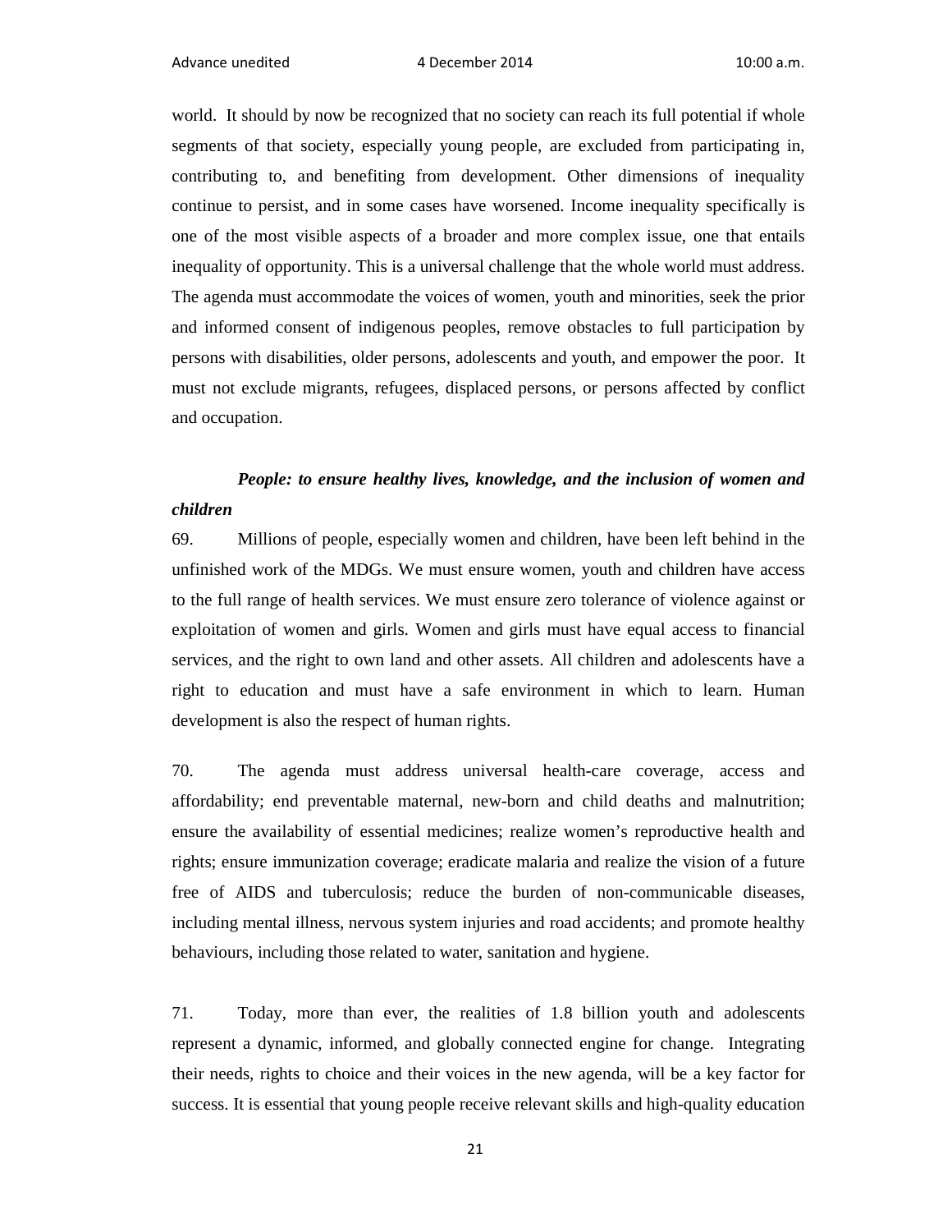world. It should by now be recognized that no society can reach its full potential if whole segments of that society, especially young people, are excluded from participating in, contributing to, and benefiting from development. Other dimensions of inequality continue to persist, and in some cases have worsened. Income inequality specifically is one of the most visible aspects of a broader and more complex issue, one that entails inequality of opportunity. This is a universal challenge that the whole world must address. The agenda must accommodate the voices of women, youth and minorities, seek the prior and informed consent of indigenous peoples, remove obstacles to full participation by persons with disabilities, older persons, adolescents and youth, and empower the poor. It must not exclude migrants, refugees, displaced persons, or persons affected by conflict and occupation.

***People: to ensure healthy lives, knowledge, and the inclusion of women and children***

69. Millions of people, especially women and children, have been left behind in the unfinished work of the MDGs. We must ensure women, youth and children have access to the full range of health services. We must ensure zero tolerance of violence against or exploitation of women and girls. Women and girls must have equal access to financial services, and the right to own land and other assets. All children and adolescents have a right to education and must have a safe environment in which to learn. Human development is also the respect of human rights.

70. The agenda must address universal health-care coverage, access and affordability; end preventable maternal, new-born and child deaths and malnutrition; ensure the availability of essential medicines; realize women's reproductive health and rights; ensure immunization coverage; eradicate malaria and realize the vision of a future free of AIDS and tuberculosis; reduce the burden of non-communicable diseases, including mental illness, nervous system injuries and road accidents; and promote healthy behaviours, including those related to water, sanitation and hygiene.

71. Today, more than ever, the realities of 1.8 billion youth and adolescents represent a dynamic, informed, and globally connected engine for change. Integrating their needs, rights to choice and their voices in the new agenda, will be a key factor for success. It is essential that young people receive relevant skills and high-quality education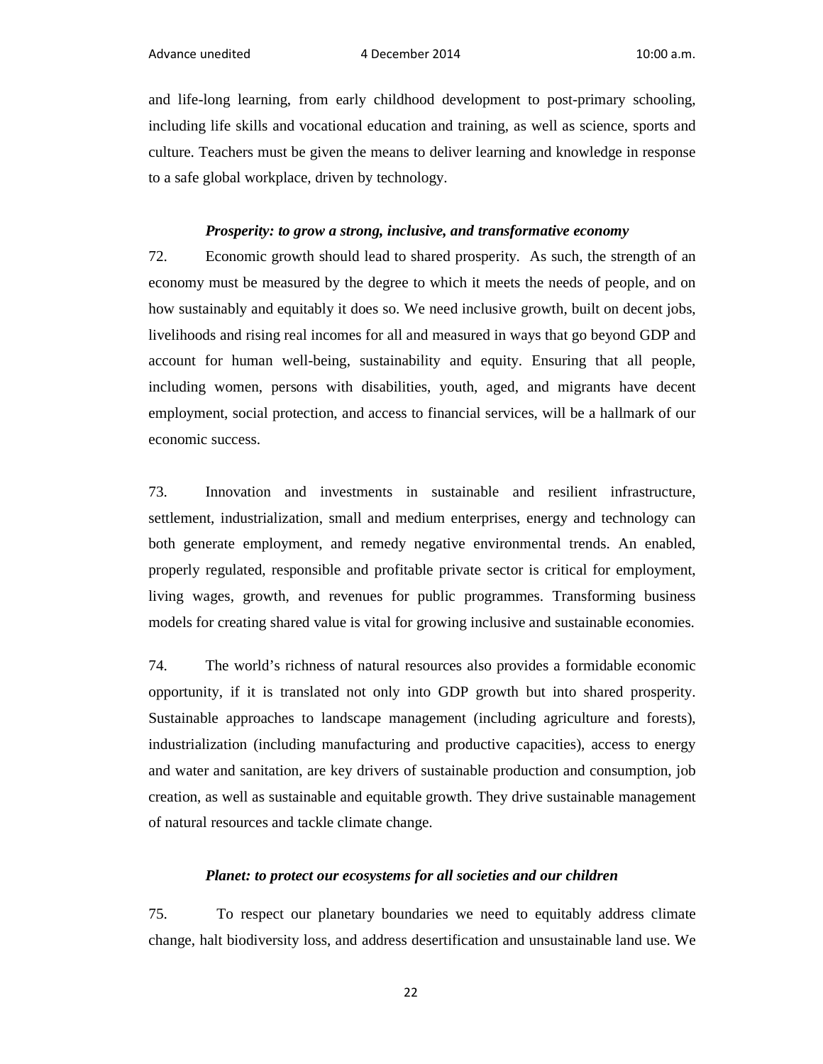and life-long learning, from early childhood development to post-primary schooling, including life skills and vocational education and training, as well as science, sports and culture. Teachers must be given the means to deliver learning and knowledge in response to a safe global workplace, driven by technology.

***Prosperity: to grow a strong, inclusive, and transformative economy***

72. Economic growth should lead to shared prosperity. As such, the strength of an economy must be measured by the degree to which it meets the needs of people, and on how sustainably and equitably it does so. We need inclusive growth, built on decent jobs, livelihoods and rising real incomes for all and measured in ways that go beyond GDP and account for human well-being, sustainability and equity. Ensuring that all people, including women, persons with disabilities, youth, aged, and migrants have decent employment, social protection, and access to financial services, will be a hallmark of our economic success.

73. Innovation and investments in sustainable and resilient infrastructure, settlement, industrialization, small and medium enterprises, energy and technology can both generate employment, and remedy negative environmental trends. An enabled, properly regulated, responsible and profitable private sector is critical for employment, living wages, growth, and revenues for public programmes. Transforming business models for creating shared value is vital for growing inclusive and sustainable economies.

74. The world's richness of natural resources also provides a formidable economic opportunity, if it is translated not only into GDP growth but into shared prosperity. Sustainable approaches to landscape management (including agriculture and forests), industrialization (including manufacturing and productive capacities), access to energy and water and sanitation, are key drivers of sustainable production and consumption, job creation, as well as sustainable and equitable growth. They drive sustainable management of natural resources and tackle climate change.

***Planet: to protect our ecosystems for all societies and our children***

75. To respect our planetary boundaries we need to equitably address climate change, halt biodiversity loss, and address desertification and unsustainable land use. We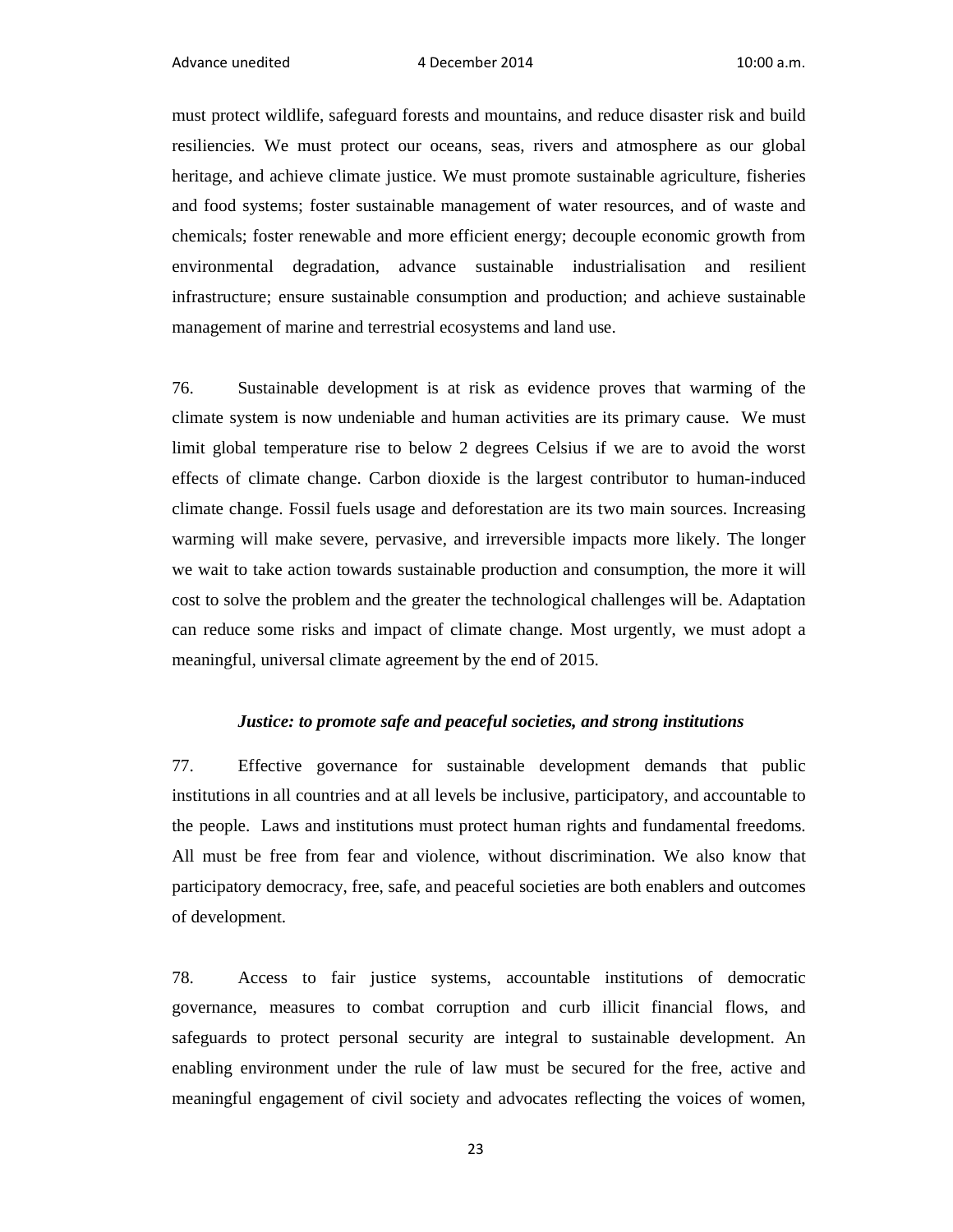must protect wildlife, safeguard forests and mountains, and reduce disaster risk and build resiliencies. We must protect our oceans, seas, rivers and atmosphere as our global heritage, and achieve climate justice. We must promote sustainable agriculture, fisheries and food systems; foster sustainable management of water resources, and of waste and chemicals; foster renewable and more efficient energy; decouple economic growth from environmental degradation, advance sustainable industrialisation and resilient infrastructure; ensure sustainable consumption and production; and achieve sustainable management of marine and terrestrial ecosystems and land use.

76. Sustainable development is at risk as evidence proves that warming of the climate system is now undeniable and human activities are its primary cause. We must limit global temperature rise to below 2 degrees Celsius if we are to avoid the worst effects of climate change. Carbon dioxide is the largest contributor to human-induced climate change. Fossil fuels usage and deforestation are its two main sources. Increasing warming will make severe, pervasive, and irreversible impacts more likely. The longer we wait to take action towards sustainable production and consumption, the more it will cost to solve the problem and the greater the technological challenges will be. Adaptation can reduce some risks and impact of climate change. Most urgently, we must adopt a meaningful, universal climate agreement by the end of 2015.

### *Justice: to promote safe and peaceful societies, and strong institutions*

77. Effective governance for sustainable development demands that public institutions in all countries and at all levels be inclusive, participatory, and accountable to the people. Laws and institutions must protect human rights and fundamental freedoms. All must be free from fear and violence, without discrimination. We also know that participatory democracy, free, safe, and peaceful societies are both enablers and outcomes of development.

78. Access to fair justice systems, accountable institutions of democratic governance, measures to combat corruption and curb illicit financial flows, and safeguards to protect personal security are integral to sustainable development. An enabling environment under the rule of law must be secured for the free, active and meaningful engagement of civil society and advocates reflecting the voices of women,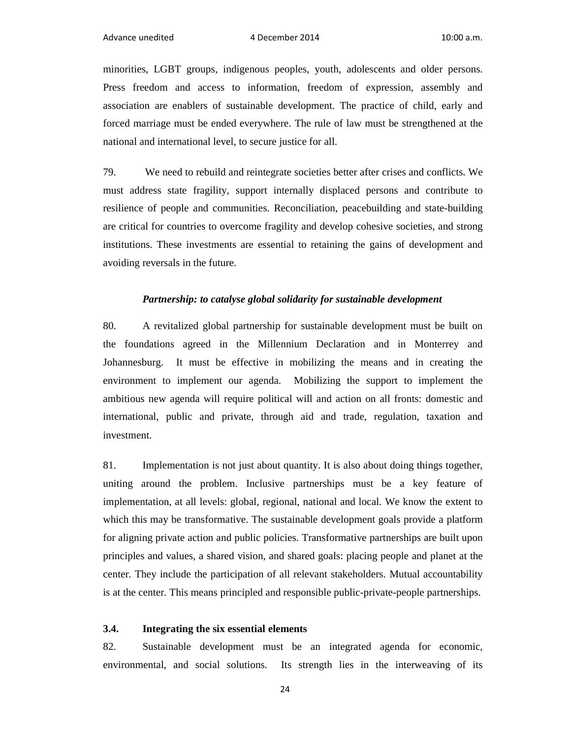minorities, LGBT groups, indigenous peoples, youth, adolescents and older persons. Press freedom and access to information, freedom of expression, assembly and association are enablers of sustainable development. The practice of child, early and forced marriage must be ended everywhere. The rule of law must be strengthened at the national and international level, to secure justice for all.

79. We need to rebuild and reintegrate societies better after crises and conflicts. We must address state fragility, support internally displaced persons and contribute to resilience of people and communities. Reconciliation, peacebuilding and state-building are critical for countries to overcome fragility and develop cohesive societies, and strong institutions. These investments are essential to retaining the gains of development and avoiding reversals in the future.

***Partnership: to catalyse global solidarity for sustainable development***

80. A revitalized global partnership for sustainable development must be built on the foundations agreed in the Millennium Declaration and in Monterrey and Johannesburg. It must be effective in mobilizing the means and in creating the environment to implement our agenda. Mobilizing the support to implement the ambitious new agenda will require political will and action on all fronts: domestic and international, public and private, through aid and trade, regulation, taxation and investment.

81. Implementation is not just about quantity. It is also about doing things together, uniting around the problem. Inclusive partnerships must be a key feature of implementation, at all levels: global, regional, national and local. We know the extent to which this may be transformative. The sustainable development goals provide a platform for aligning private action and public policies. Transformative partnerships are built upon principles and values, a shared vision, and shared goals: placing people and planet at the center. They include the participation of all relevant stakeholders. Mutual accountability is at the center. This means principled and responsible public-private-people partnerships.

### 3.4. Integrating the six essential elements

82. Sustainable development must be an integrated agenda for economic, environmental, and social solutions. Its strength lies in the interweaving of its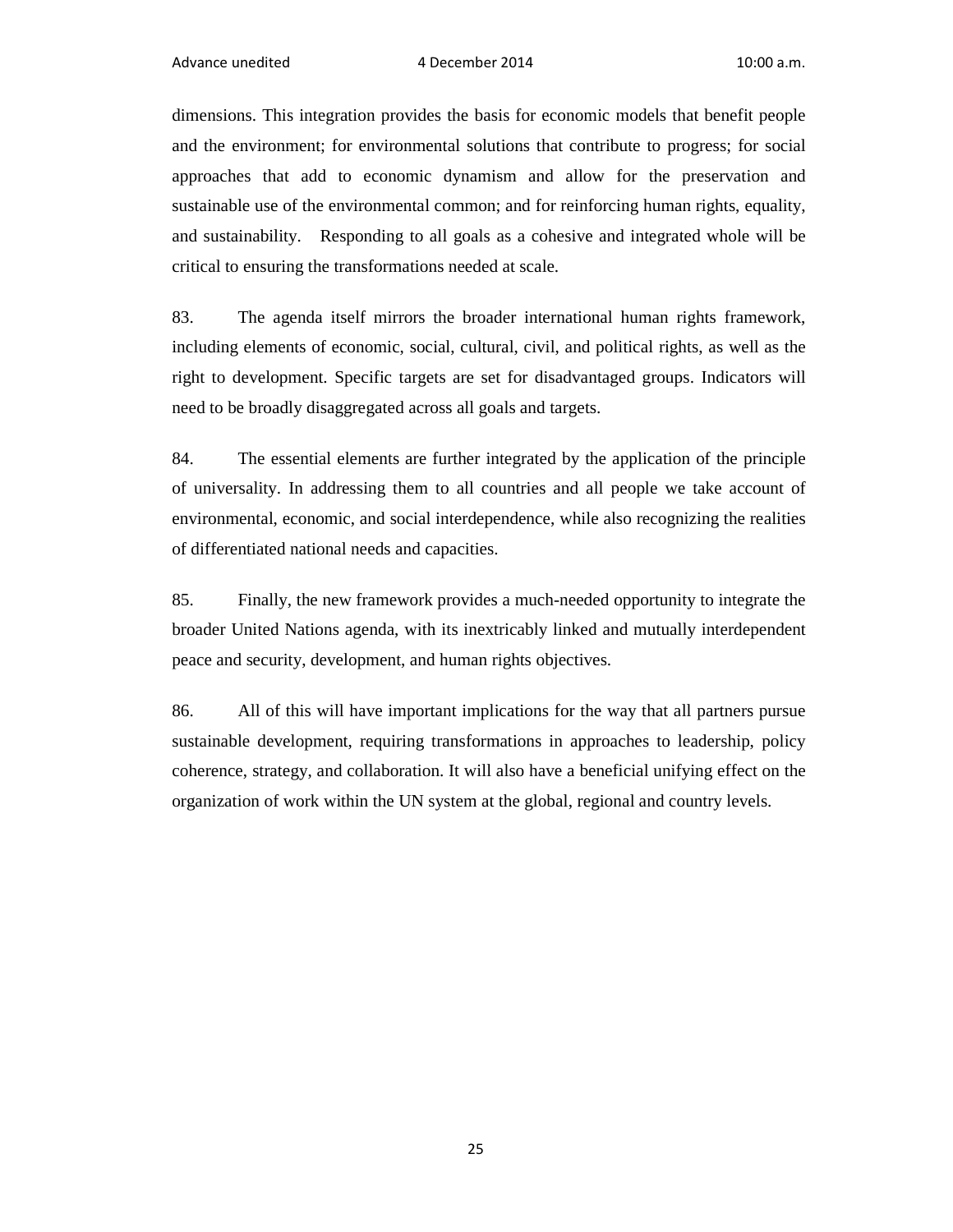dimensions. This integration provides the basis for economic models that benefit people and the environment; for environmental solutions that contribute to progress; for social approaches that add to economic dynamism and allow for the preservation and sustainable use of the environmental common; and for reinforcing human rights, equality, and sustainability. Responding to all goals as a cohesive and integrated whole will be critical to ensuring the transformations needed at scale.

83. The agenda itself mirrors the broader international human rights framework, including elements of economic, social, cultural, civil, and political rights, as well as the right to development. Specific targets are set for disadvantaged groups. Indicators will need to be broadly disaggregated across all goals and targets.

84. The essential elements are further integrated by the application of the principle of universality. In addressing them to all countries and all people we take account of environmental, economic, and social interdependence, while also recognizing the realities of differentiated national needs and capacities.

85. Finally, the new framework provides a much-needed opportunity to integrate the broader United Nations agenda, with its inextricably linked and mutually interdependent peace and security, development, and human rights objectives.

86. All of this will have important implications for the way that all partners pursue sustainable development, requiring transformations in approaches to leadership, policy coherence, strategy, and collaboration. It will also have a beneficial unifying effect on the organization of work within the UN system at the global, regional and country levels.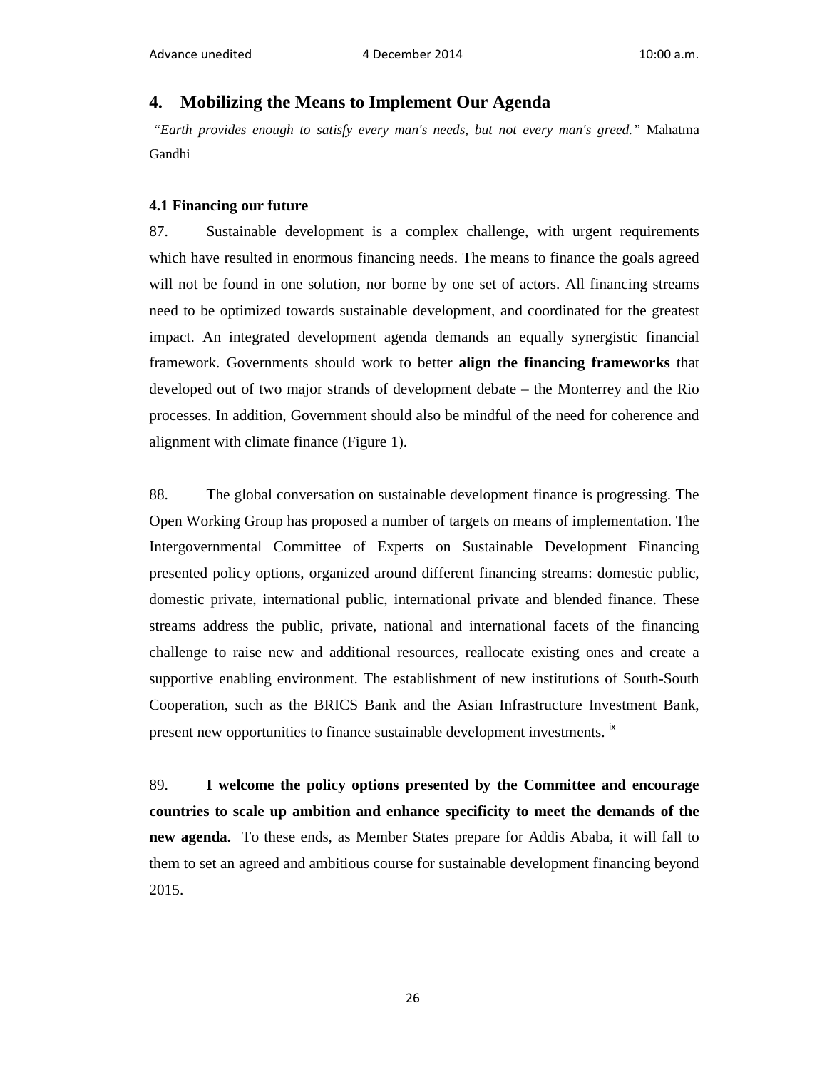## 4. Mobilizing the Means to Implement Our Agenda

*"Earth provides enough to satisfy every man's needs, but not every man's greed."* Mahatma Gandhi

### 4.1 Financing our future

87. Sustainable development is a complex challenge, with urgent requirements which have resulted in enormous financing needs. The means to finance the goals agreed will not be found in one solution, nor borne by one set of actors. All financing streams need to be optimized towards sustainable development, and coordinated for the greatest impact. An integrated development agenda demands an equally synergistic financial framework. Governments should work to better **align the financing frameworks** that developed out of two major strands of development debate – the Monterrey and the Rio processes. In addition, Government should also be mindful of the need for coherence and alignment with climate finance (Figure 1).

88. The global conversation on sustainable development finance is progressing. The Open Working Group has proposed a number of targets on means of implementation. The Intergovernmental Committee of Experts on Sustainable Development Financing presented policy options, organized around different financing streams: domestic public, domestic private, international public, international private and blended finance. These streams address the public, private, national and international facets of the financing challenge to raise new and additional resources, reallocate existing ones and create a supportive enabling environment. The establishment of new institutions of South-South Cooperation, such as the BRICS Bank and the Asian Infrastructure Investment Bank, present new opportunities to finance sustainable development investments. [ix]

89. **I welcome the policy options presented by the Committee and encourage countries to scale up ambition and enhance specificity to meet the demands of the new agenda.** To these ends, as Member States prepare for Addis Ababa, it will fall to them to set an agreed and ambitious course for sustainable development financing beyond 2015.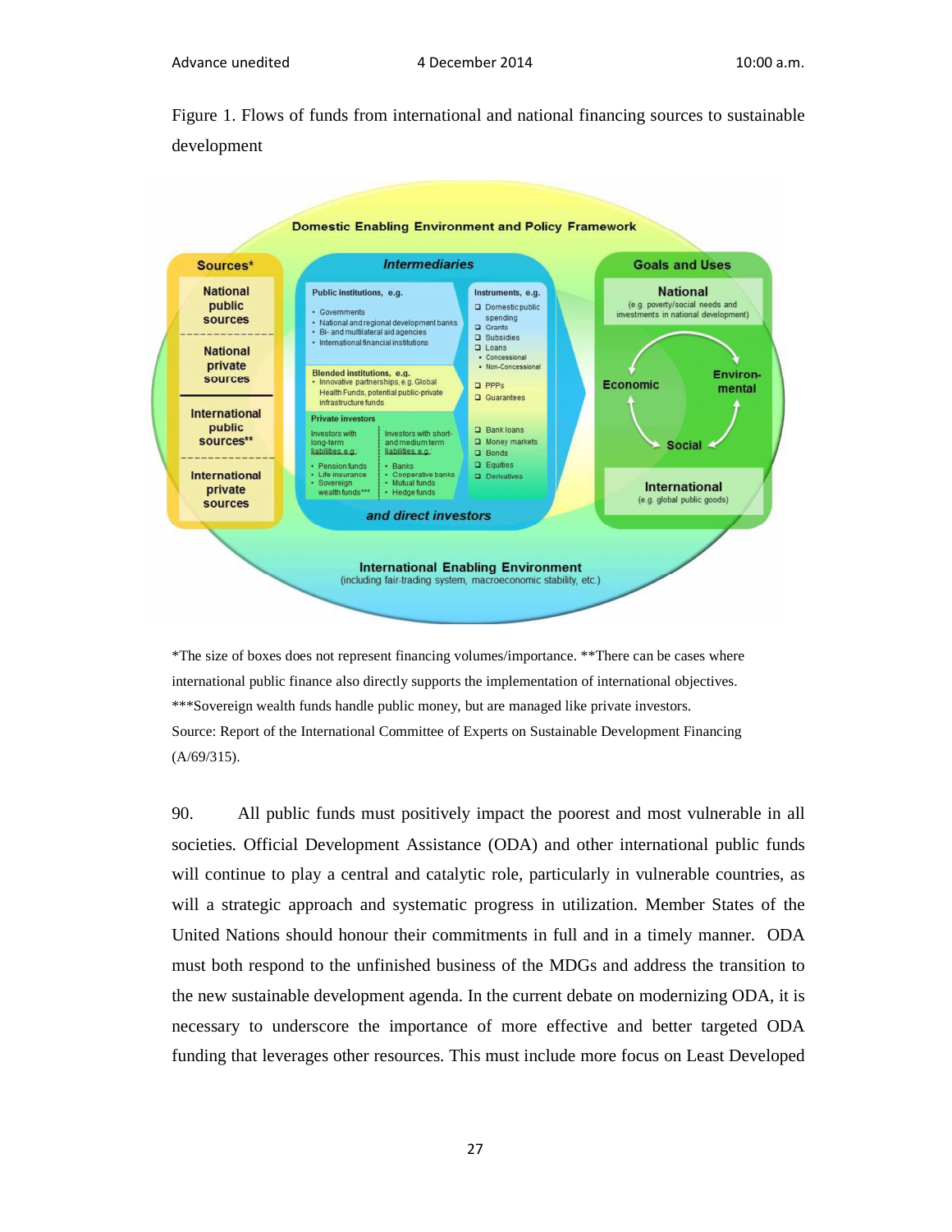Figure 1. Flows of funds from international and national financing sources to sustainable development

Domestic Enabling Environment and Policy Framework

**Sources***

- National public sources
- National private sources
- International public sources**
- International private sources

**Intermediaries**

Public institutions, e.g.
- Governments
- National and regional development banks
- Bi- and multilateral aid agencies
- International financial institutions

Blended institutions, e.g.
- Innovative partnerships, e.g. Global Health Funds, potential public-private infrastructure funds

Private investors

Investors with long-term liabilities, e.g.:
- Pension funds
- Life insurance
- Sovereign wealth funds***

Investors with short- and medium term liabilities, e.g.:
- Banks
- Cooperative banks
- Mutual funds
- Hedge funds

and direct investors

Instruments, e.g.
- Domestic public spending
- Grants
- Subsidies
- Loans
  - Concessional
  - Non-Concessional
- PPPs
- Guarantees
- Bank loans
- Money markets
- Bonds
- Equities
- Derivatives

**Goals and Uses**

National (e.g. poverty/social needs and investments in national development)

Economic — Environmental — Social

International (e.g. global public goods)

International Enabling Environment (including fair-trading system, macroeconomic stability, etc.)

*The size of boxes does not represent financing volumes/importance. **There can be cases where international public finance also directly supports the implementation of international objectives. ***Sovereign wealth funds handle public money, but are managed like private investors.
Source: Report of the International Committee of Experts on Sustainable Development Financing (A/69/315).

90. All public funds must positively impact the poorest and most vulnerable in all societies. Official Development Assistance (ODA) and other international public funds will continue to play a central and catalytic role, particularly in vulnerable countries, as will a strategic approach and systematic progress in utilization. Member States of the United Nations should honour their commitments in full and in a timely manner. ODA must both respond to the unfinished business of the MDGs and address the transition to the new sustainable development agenda. In the current debate on modernizing ODA, it is necessary to underscore the importance of more effective and better targeted ODA funding that leverages other resources. This must include more focus on Least Developed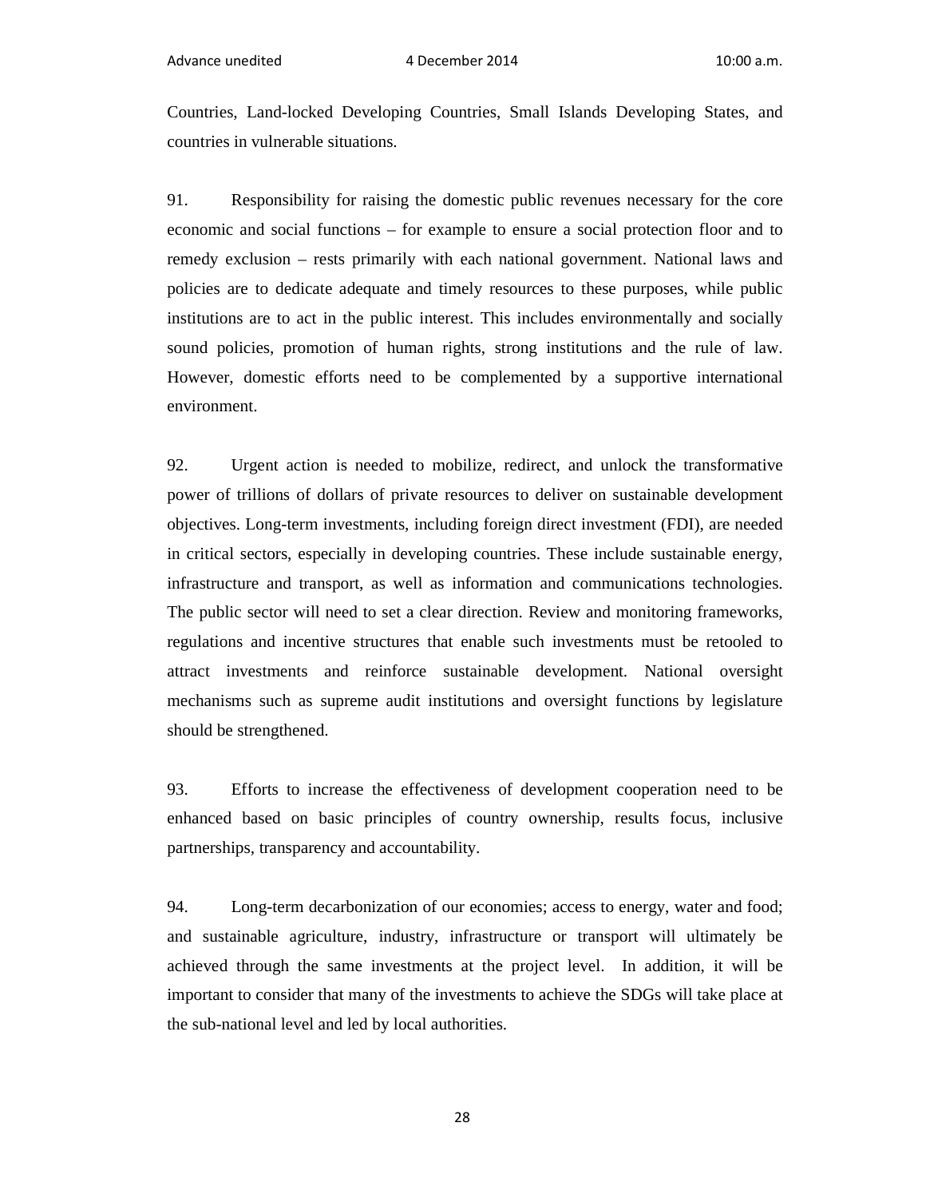Countries, Land-locked Developing Countries, Small Islands Developing States, and countries in vulnerable situations.

91. Responsibility for raising the domestic public revenues necessary for the core economic and social functions – for example to ensure a social protection floor and to remedy exclusion – rests primarily with each national government. National laws and policies are to dedicate adequate and timely resources to these purposes, while public institutions are to act in the public interest. This includes environmentally and socially sound policies, promotion of human rights, strong institutions and the rule of law. However, domestic efforts need to be complemented by a supportive international environment.

92. Urgent action is needed to mobilize, redirect, and unlock the transformative power of trillions of dollars of private resources to deliver on sustainable development objectives. Long-term investments, including foreign direct investment (FDI), are needed in critical sectors, especially in developing countries. These include sustainable energy, infrastructure and transport, as well as information and communications technologies. The public sector will need to set a clear direction. Review and monitoring frameworks, regulations and incentive structures that enable such investments must be retooled to attract investments and reinforce sustainable development. National oversight mechanisms such as supreme audit institutions and oversight functions by legislature should be strengthened.

93. Efforts to increase the effectiveness of development cooperation need to be enhanced based on basic principles of country ownership, results focus, inclusive partnerships, transparency and accountability.

94. Long-term decarbonization of our economies; access to energy, water and food; and sustainable agriculture, industry, infrastructure or transport will ultimately be achieved through the same investments at the project level. In addition, it will be important to consider that many of the investments to achieve the SDGs will take place at the sub-national level and led by local authorities.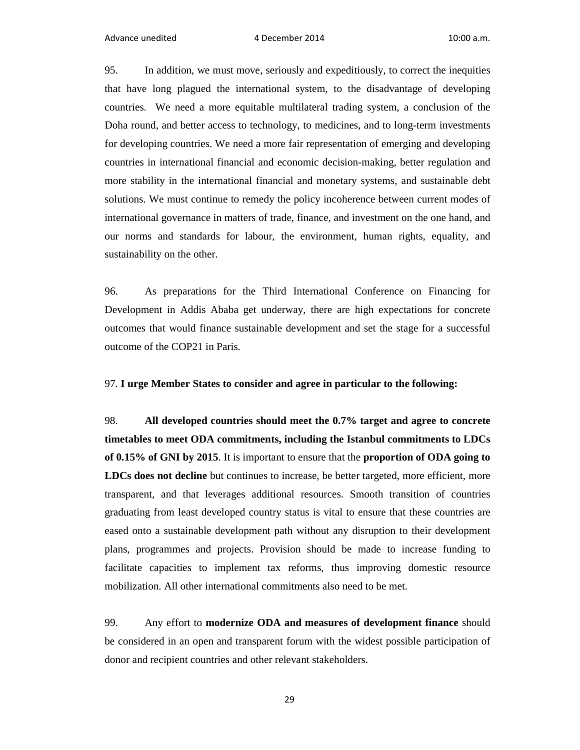95. In addition, we must move, seriously and expeditiously, to correct the inequities that have long plagued the international system, to the disadvantage of developing countries. We need a more equitable multilateral trading system, a conclusion of the Doha round, and better access to technology, to medicines, and to long-term investments for developing countries. We need a more fair representation of emerging and developing countries in international financial and economic decision-making, better regulation and more stability in the international financial and monetary systems, and sustainable debt solutions. We must continue to remedy the policy incoherence between current modes of international governance in matters of trade, finance, and investment on the one hand, and our norms and standards for labour, the environment, human rights, equality, and sustainability on the other.

96. As preparations for the Third International Conference on Financing for Development in Addis Ababa get underway, there are high expectations for concrete outcomes that would finance sustainable development and set the stage for a successful outcome of the COP21 in Paris.

97. **I urge Member States to consider and agree in particular to the following:**

98. **All developed countries should meet the 0.7% target and agree to concrete timetables to meet ODA commitments, including the Istanbul commitments to LDCs of 0.15% of GNI by 2015**. It is important to ensure that the **proportion of ODA going to LDCs does not decline** but continues to increase, be better targeted, more efficient, more transparent, and that leverages additional resources. Smooth transition of countries graduating from least developed country status is vital to ensure that these countries are eased onto a sustainable development path without any disruption to their development plans, programmes and projects. Provision should be made to increase funding to facilitate capacities to implement tax reforms, thus improving domestic resource mobilization. All other international commitments also need to be met.

99. Any effort to **modernize ODA and measures of development finance** should be considered in an open and transparent forum with the widest possible participation of donor and recipient countries and other relevant stakeholders.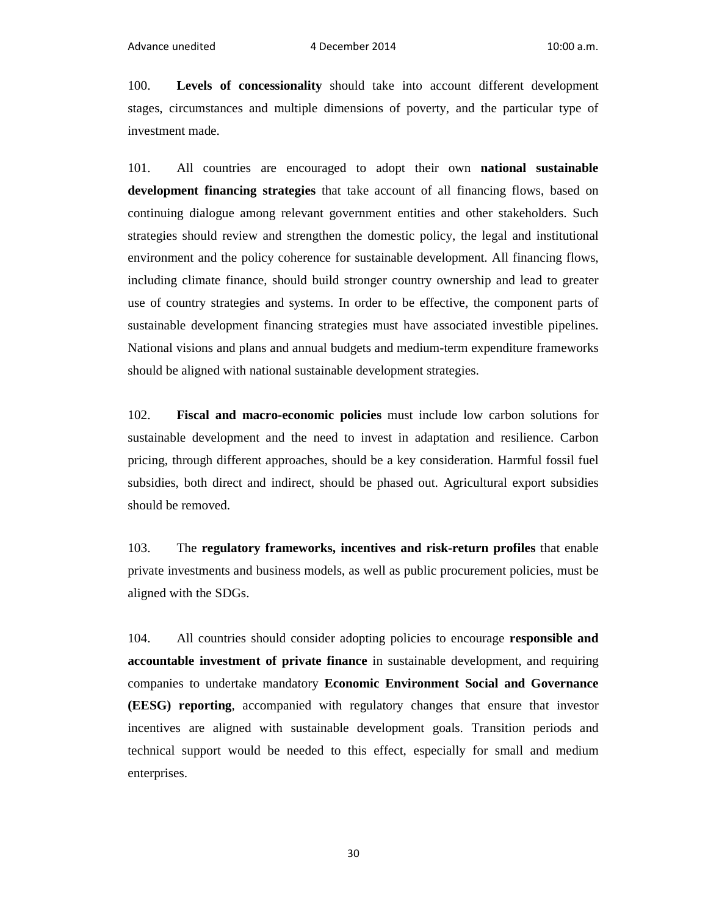100. **Levels of concessionality** should take into account different development stages, circumstances and multiple dimensions of poverty, and the particular type of investment made.

101. All countries are encouraged to adopt their own **national sustainable development financing strategies** that take account of all financing flows, based on continuing dialogue among relevant government entities and other stakeholders. Such strategies should review and strengthen the domestic policy, the legal and institutional environment and the policy coherence for sustainable development. All financing flows, including climate finance, should build stronger country ownership and lead to greater use of country strategies and systems. In order to be effective, the component parts of sustainable development financing strategies must have associated investible pipelines. National visions and plans and annual budgets and medium-term expenditure frameworks should be aligned with national sustainable development strategies.

102. **Fiscal and macro-economic policies** must include low carbon solutions for sustainable development and the need to invest in adaptation and resilience. Carbon pricing, through different approaches, should be a key consideration. Harmful fossil fuel subsidies, both direct and indirect, should be phased out. Agricultural export subsidies should be removed.

103. The **regulatory frameworks, incentives and risk-return profiles** that enable private investments and business models, as well as public procurement policies, must be aligned with the SDGs.

104. All countries should consider adopting policies to encourage **responsible and accountable investment of private finance** in sustainable development, and requiring companies to undertake mandatory **Economic Environment Social and Governance (EESG) reporting**, accompanied with regulatory changes that ensure that investor incentives are aligned with sustainable development goals. Transition periods and technical support would be needed to this effect, especially for small and medium enterprises.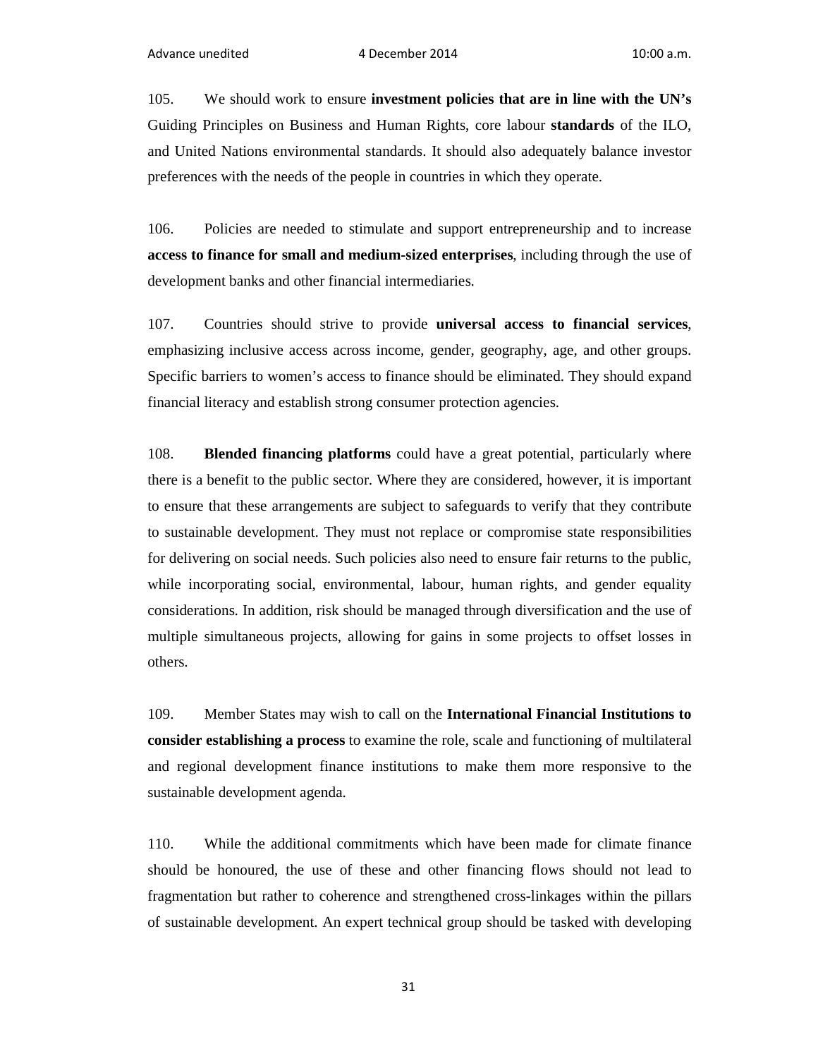105. We should work to ensure **investment policies that are in line with the UN's** Guiding Principles on Business and Human Rights, core labour **standards** of the ILO, and United Nations environmental standards. It should also adequately balance investor preferences with the needs of the people in countries in which they operate.

106. Policies are needed to stimulate and support entrepreneurship and to increase **access to finance for small and medium-sized enterprises**, including through the use of development banks and other financial intermediaries.

107. Countries should strive to provide **universal access to financial services**, emphasizing inclusive access across income, gender, geography, age, and other groups. Specific barriers to women's access to finance should be eliminated. They should expand financial literacy and establish strong consumer protection agencies.

108. **Blended financing platforms** could have a great potential, particularly where there is a benefit to the public sector. Where they are considered, however, it is important to ensure that these arrangements are subject to safeguards to verify that they contribute to sustainable development. They must not replace or compromise state responsibilities for delivering on social needs. Such policies also need to ensure fair returns to the public, while incorporating social, environmental, labour, human rights, and gender equality considerations. In addition, risk should be managed through diversification and the use of multiple simultaneous projects, allowing for gains in some projects to offset losses in others.

109. Member States may wish to call on the **International Financial Institutions to consider establishing a process** to examine the role, scale and functioning of multilateral and regional development finance institutions to make them more responsive to the sustainable development agenda.

110. While the additional commitments which have been made for climate finance should be honoured, the use of these and other financing flows should not lead to fragmentation but rather to coherence and strengthened cross-linkages within the pillars of sustainable development. An expert technical group should be tasked with developing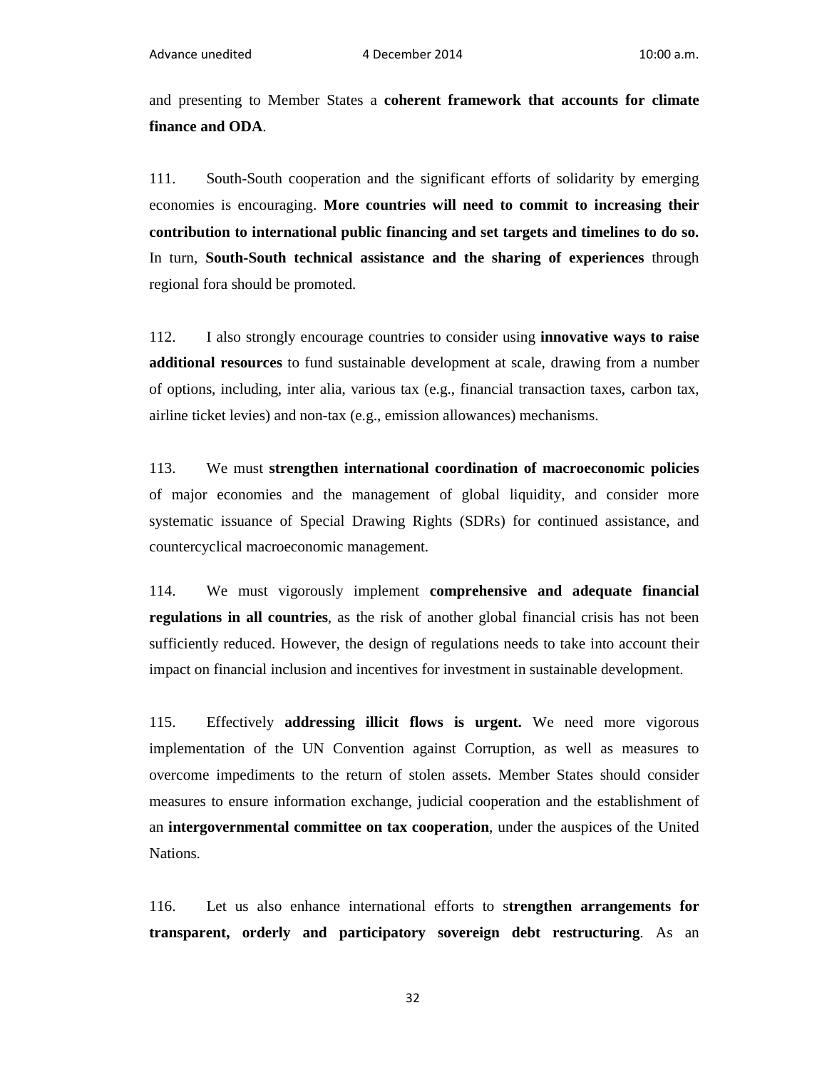and presenting to Member States a **coherent framework that accounts for climate finance and ODA**.

111. South-South cooperation and the significant efforts of solidarity by emerging economies is encouraging. **More countries will need to commit to increasing their contribution to international public financing and set targets and timelines to do so.** In turn, **South-South technical assistance and the sharing of experiences** through regional fora should be promoted.

112. I also strongly encourage countries to consider using **innovative ways to raise additional resources** to fund sustainable development at scale, drawing from a number of options, including, inter alia, various tax (e.g., financial transaction taxes, carbon tax, airline ticket levies) and non-tax (e.g., emission allowances) mechanisms.

113. We must **strengthen international coordination of macroeconomic policies** of major economies and the management of global liquidity, and consider more systematic issuance of Special Drawing Rights (SDRs) for continued assistance, and countercyclical macroeconomic management.

114. We must vigorously implement **comprehensive and adequate financial regulations in all countries**, as the risk of another global financial crisis has not been sufficiently reduced. However, the design of regulations needs to take into account their impact on financial inclusion and incentives for investment in sustainable development.

115. Effectively **addressing illicit flows is urgent.** We need more vigorous implementation of the UN Convention against Corruption, as well as measures to overcome impediments to the return of stolen assets. Member States should consider measures to ensure information exchange, judicial cooperation and the establishment of an **intergovernmental committee on tax cooperation**, under the auspices of the United Nations.

116. Let us also enhance international efforts to s**trengthen arrangements for transparent, orderly and participatory sovereign debt restructuring**. As an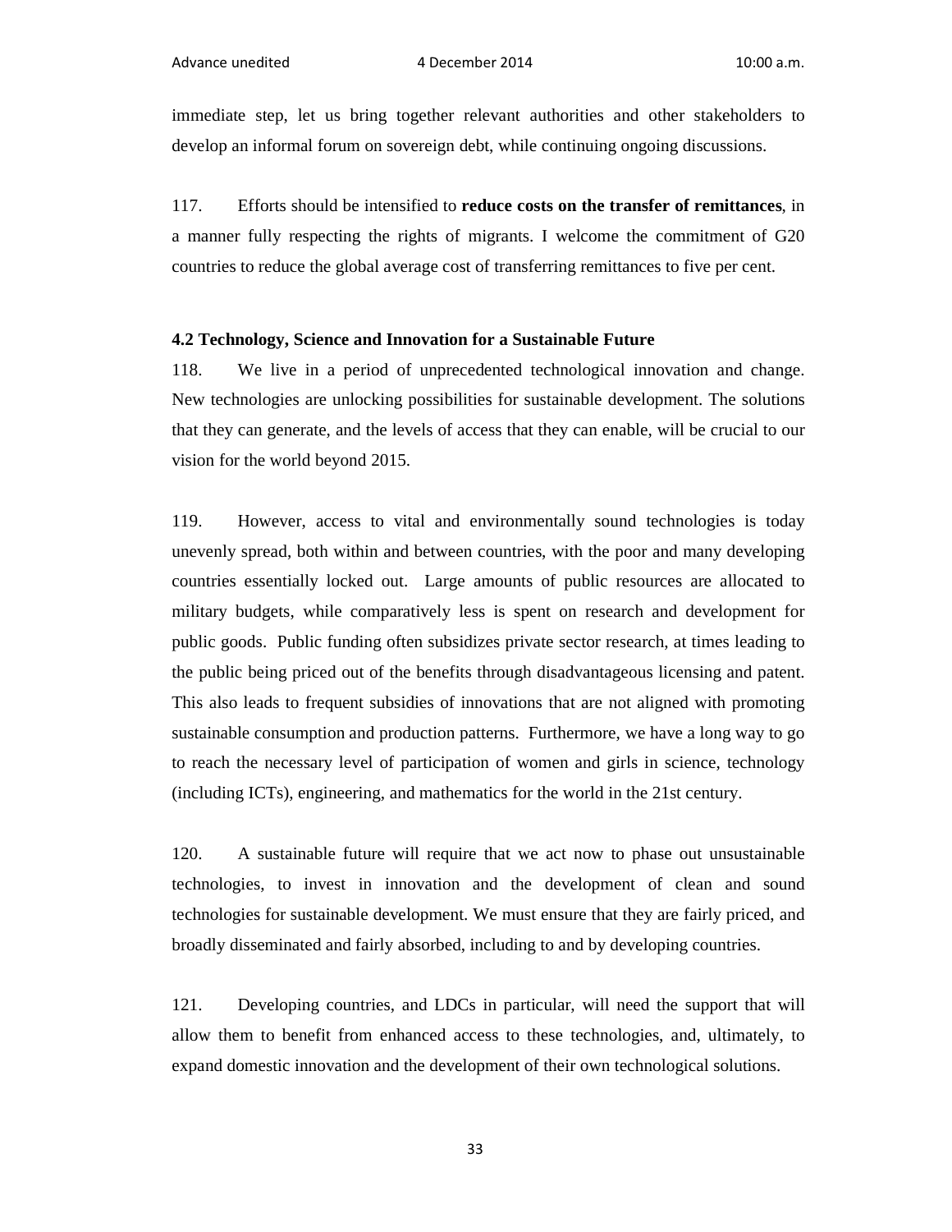immediate step, let us bring together relevant authorities and other stakeholders to develop an informal forum on sovereign debt, while continuing ongoing discussions.

117. Efforts should be intensified to **reduce costs on the transfer of remittances**, in a manner fully respecting the rights of migrants. I welcome the commitment of G20 countries to reduce the global average cost of transferring remittances to five per cent.

### 4.2 Technology, Science and Innovation for a Sustainable Future

118. We live in a period of unprecedented technological innovation and change. New technologies are unlocking possibilities for sustainable development. The solutions that they can generate, and the levels of access that they can enable, will be crucial to our vision for the world beyond 2015.

119. However, access to vital and environmentally sound technologies is today unevenly spread, both within and between countries, with the poor and many developing countries essentially locked out. Large amounts of public resources are allocated to military budgets, while comparatively less is spent on research and development for public goods. Public funding often subsidizes private sector research, at times leading to the public being priced out of the benefits through disadvantageous licensing and patent. This also leads to frequent subsidies of innovations that are not aligned with promoting sustainable consumption and production patterns. Furthermore, we have a long way to go to reach the necessary level of participation of women and girls in science, technology (including ICTs), engineering, and mathematics for the world in the 21st century.

120. A sustainable future will require that we act now to phase out unsustainable technologies, to invest in innovation and the development of clean and sound technologies for sustainable development. We must ensure that they are fairly priced, and broadly disseminated and fairly absorbed, including to and by developing countries.

121. Developing countries, and LDCs in particular, will need the support that will allow them to benefit from enhanced access to these technologies, and, ultimately, to expand domestic innovation and the development of their own technological solutions.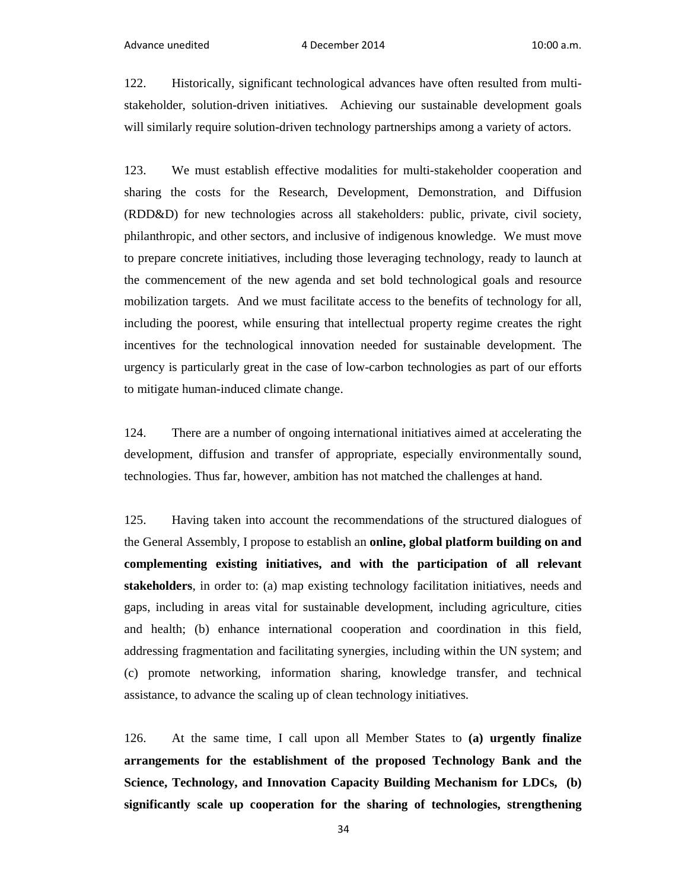122. Historically, significant technological advances have often resulted from multi-stakeholder, solution-driven initiatives. Achieving our sustainable development goals will similarly require solution-driven technology partnerships among a variety of actors.

123. We must establish effective modalities for multi-stakeholder cooperation and sharing the costs for the Research, Development, Demonstration, and Diffusion (RDD&D) for new technologies across all stakeholders: public, private, civil society, philanthropic, and other sectors, and inclusive of indigenous knowledge. We must move to prepare concrete initiatives, including those leveraging technology, ready to launch at the commencement of the new agenda and set bold technological goals and resource mobilization targets. And we must facilitate access to the benefits of technology for all, including the poorest, while ensuring that intellectual property regime creates the right incentives for the technological innovation needed for sustainable development. The urgency is particularly great in the case of low-carbon technologies as part of our efforts to mitigate human-induced climate change.

124. There are a number of ongoing international initiatives aimed at accelerating the development, diffusion and transfer of appropriate, especially environmentally sound, technologies. Thus far, however, ambition has not matched the challenges at hand.

125. Having taken into account the recommendations of the structured dialogues of the General Assembly, I propose to establish an **online, global platform building on and complementing existing initiatives, and with the participation of all relevant stakeholders**, in order to: (a) map existing technology facilitation initiatives, needs and gaps, including in areas vital for sustainable development, including agriculture, cities and health; (b) enhance international cooperation and coordination in this field, addressing fragmentation and facilitating synergies, including within the UN system; and (c) promote networking, information sharing, knowledge transfer, and technical assistance, to advance the scaling up of clean technology initiatives.

126. At the same time, I call upon all Member States to **(a) urgently finalize arrangements for the establishment of the proposed Technology Bank and the Science, Technology, and Innovation Capacity Building Mechanism for LDCs, (b) significantly scale up cooperation for the sharing of technologies, strengthening**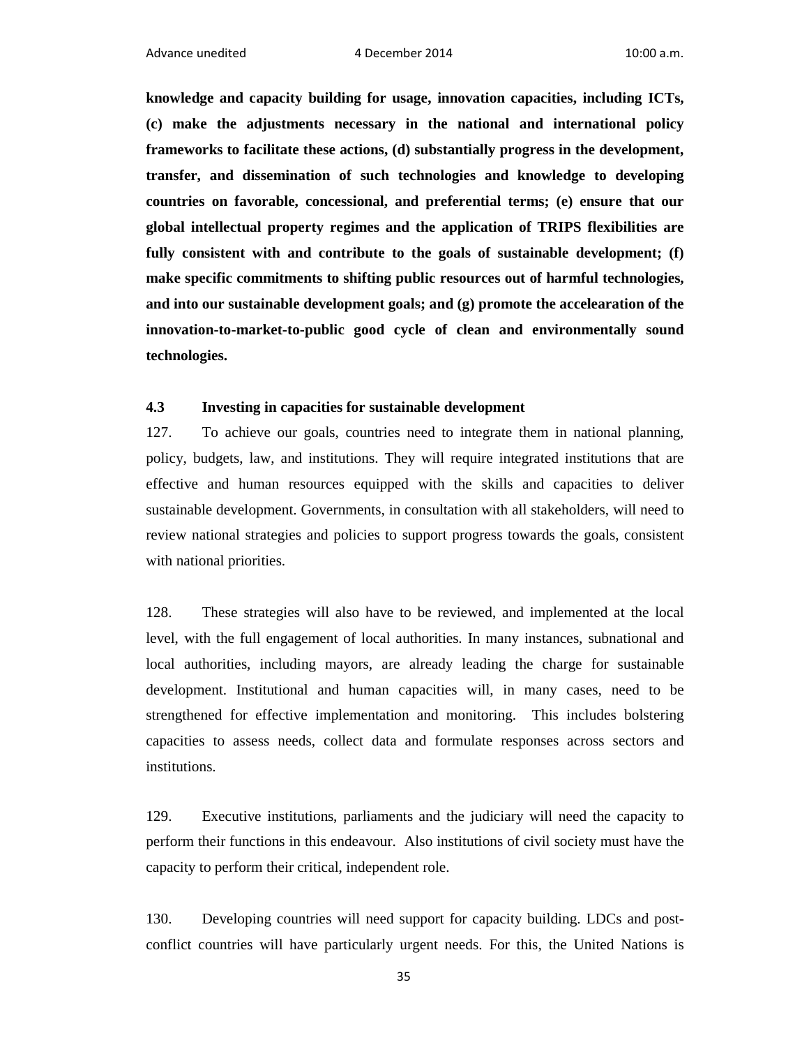**knowledge and capacity building for usage, innovation capacities, including ICTs, (c) make the adjustments necessary in the national and international policy frameworks to facilitate these actions, (d) substantially progress in the development, transfer, and dissemination of such technologies and knowledge to developing countries on favorable, concessional, and preferential terms; (e) ensure that our global intellectual property regimes and the application of TRIPS flexibilities are fully consistent with and contribute to the goals of sustainable development; (f) make specific commitments to shifting public resources out of harmful technologies, and into our sustainable development goals; and (g) promote the accelearation of the innovation-to-market-to-public good cycle of clean and environmentally sound technologies.**

### 4.3 Investing in capacities for sustainable development

127. To achieve our goals, countries need to integrate them in national planning, policy, budgets, law, and institutions. They will require integrated institutions that are effective and human resources equipped with the skills and capacities to deliver sustainable development. Governments, in consultation with all stakeholders, will need to review national strategies and policies to support progress towards the goals, consistent with national priorities.

128. These strategies will also have to be reviewed, and implemented at the local level, with the full engagement of local authorities. In many instances, subnational and local authorities, including mayors, are already leading the charge for sustainable development. Institutional and human capacities will, in many cases, need to be strengthened for effective implementation and monitoring. This includes bolstering capacities to assess needs, collect data and formulate responses across sectors and institutions.

129. Executive institutions, parliaments and the judiciary will need the capacity to perform their functions in this endeavour. Also institutions of civil society must have the capacity to perform their critical, independent role.

130. Developing countries will need support for capacity building. LDCs and post-conflict countries will have particularly urgent needs. For this, the United Nations is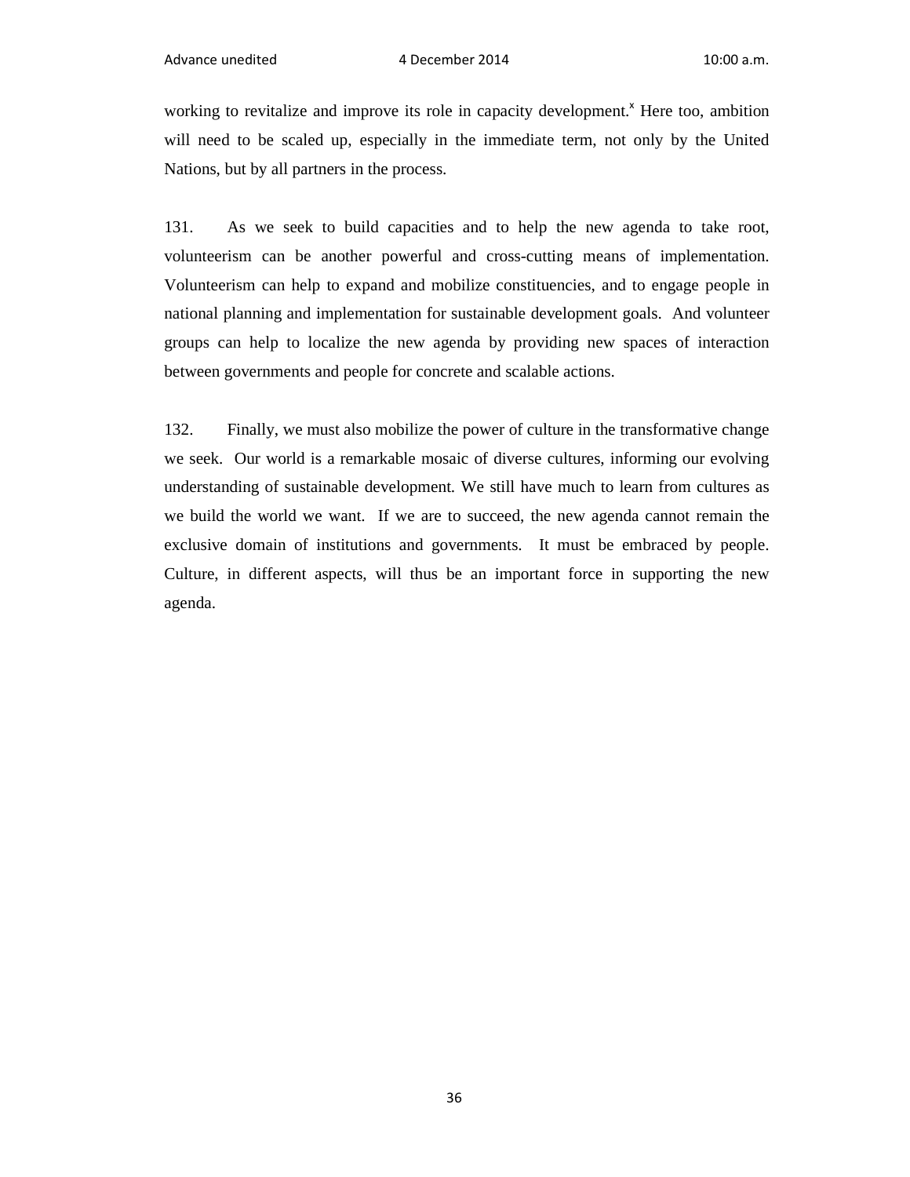working to revitalize and improve its role in capacity development.[x] Here too, ambition will need to be scaled up, especially in the immediate term, not only by the United Nations, but by all partners in the process.

131. As we seek to build capacities and to help the new agenda to take root, volunteerism can be another powerful and cross-cutting means of implementation. Volunteerism can help to expand and mobilize constituencies, and to engage people in national planning and implementation for sustainable development goals. And volunteer groups can help to localize the new agenda by providing new spaces of interaction between governments and people for concrete and scalable actions.

132. Finally, we must also mobilize the power of culture in the transformative change we seek. Our world is a remarkable mosaic of diverse cultures, informing our evolving understanding of sustainable development. We still have much to learn from cultures as we build the world we want. If we are to succeed, the new agenda cannot remain the exclusive domain of institutions and governments. It must be embraced by people. Culture, in different aspects, will thus be an important force in supporting the new agenda.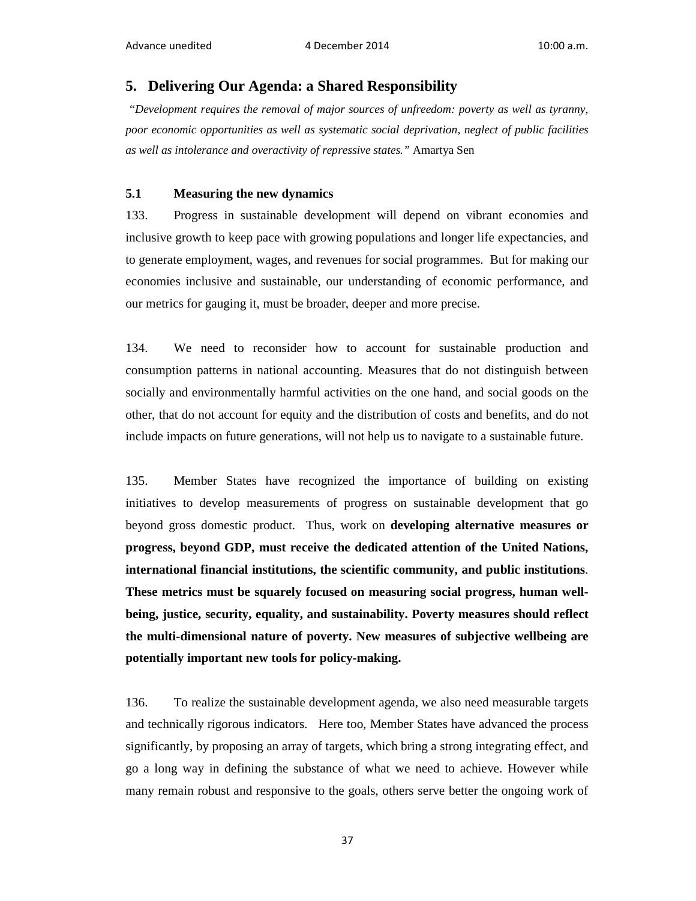## 5. Delivering Our Agenda: a Shared Responsibility

*"Development requires the removal of major sources of unfreedom: poverty as well as tyranny, poor economic opportunities as well as systematic social deprivation, neglect of public facilities as well as intolerance and overactivity of repressive states."* Amartya Sen

### 5.1 Measuring the new dynamics

133. Progress in sustainable development will depend on vibrant economies and inclusive growth to keep pace with growing populations and longer life expectancies, and to generate employment, wages, and revenues for social programmes. But for making our economies inclusive and sustainable, our understanding of economic performance, and our metrics for gauging it, must be broader, deeper and more precise.

134. We need to reconsider how to account for sustainable production and consumption patterns in national accounting. Measures that do not distinguish between socially and environmentally harmful activities on the one hand, and social goods on the other, that do not account for equity and the distribution of costs and benefits, and do not include impacts on future generations, will not help us to navigate to a sustainable future.

135. Member States have recognized the importance of building on existing initiatives to develop measurements of progress on sustainable development that go beyond gross domestic product. Thus, work on **developing alternative measures or progress, beyond GDP, must receive the dedicated attention of the United Nations, international financial institutions, the scientific community, and public institutions**. **These metrics must be squarely focused on measuring social progress, human well-being, justice, security, equality, and sustainability. Poverty measures should reflect the multi-dimensional nature of poverty. New measures of subjective wellbeing are potentially important new tools for policy-making.**

136. To realize the sustainable development agenda, we also need measurable targets and technically rigorous indicators. Here too, Member States have advanced the process significantly, by proposing an array of targets, which bring a strong integrating effect, and go a long way in defining the substance of what we need to achieve. However while many remain robust and responsive to the goals, others serve better the ongoing work of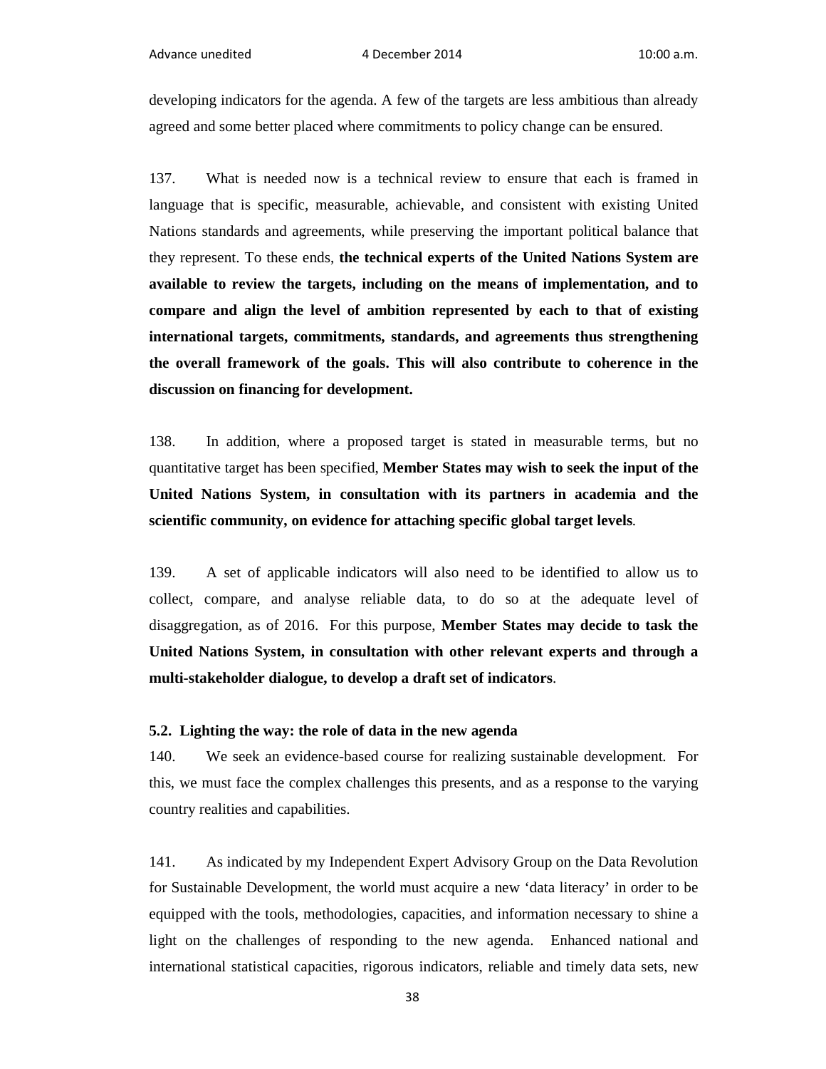developing indicators for the agenda. A few of the targets are less ambitious than already agreed and some better placed where commitments to policy change can be ensured.

137. What is needed now is a technical review to ensure that each is framed in language that is specific, measurable, achievable, and consistent with existing United Nations standards and agreements, while preserving the important political balance that they represent. To these ends, **the technical experts of the United Nations System are available to review the targets, including on the means of implementation, and to compare and align the level of ambition represented by each to that of existing international targets, commitments, standards, and agreements thus strengthening the overall framework of the goals. This will also contribute to coherence in the discussion on financing for development.**

138. In addition, where a proposed target is stated in measurable terms, but no quantitative target has been specified, **Member States may wish to seek the input of the United Nations System, in consultation with its partners in academia and the scientific community, on evidence for attaching specific global target levels**.

139. A set of applicable indicators will also need to be identified to allow us to collect, compare, and analyse reliable data, to do so at the adequate level of disaggregation, as of 2016. For this purpose, **Member States may decide to task the United Nations System, in consultation with other relevant experts and through a multi-stakeholder dialogue, to develop a draft set of indicators**.

### 5.2. Lighting the way: the role of data in the new agenda

140. We seek an evidence-based course for realizing sustainable development. For this, we must face the complex challenges this presents, and as a response to the varying country realities and capabilities.

141. As indicated by my Independent Expert Advisory Group on the Data Revolution for Sustainable Development, the world must acquire a new 'data literacy' in order to be equipped with the tools, methodologies, capacities, and information necessary to shine a light on the challenges of responding to the new agenda. Enhanced national and international statistical capacities, rigorous indicators, reliable and timely data sets, new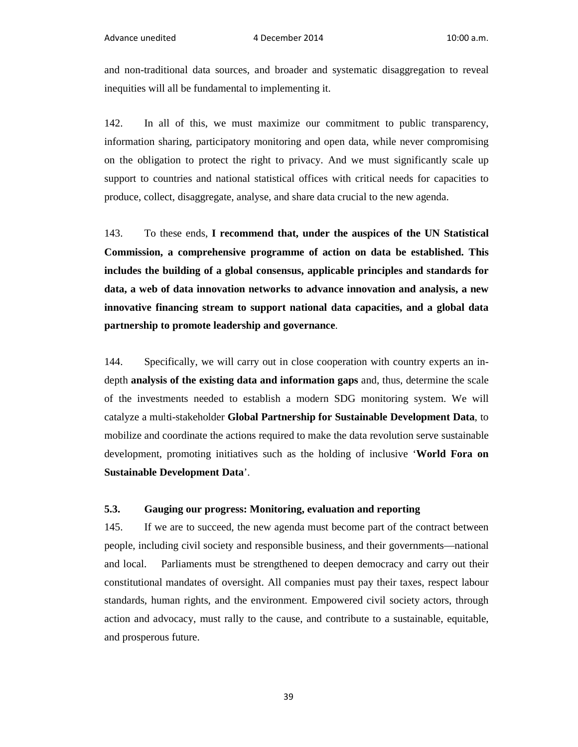and non-traditional data sources, and broader and systematic disaggregation to reveal inequities will all be fundamental to implementing it.

142. In all of this, we must maximize our commitment to public transparency, information sharing, participatory monitoring and open data, while never compromising on the obligation to protect the right to privacy. And we must significantly scale up support to countries and national statistical offices with critical needs for capacities to produce, collect, disaggregate, analyse, and share data crucial to the new agenda.

143. To these ends, **I recommend that, under the auspices of the UN Statistical Commission, a comprehensive programme of action on data be established. This includes the building of a global consensus, applicable principles and standards for data, a web of data innovation networks to advance innovation and analysis, a new innovative financing stream to support national data capacities, and a global data partnership to promote leadership and governance**.

144. Specifically, we will carry out in close cooperation with country experts an in-depth **analysis of the existing data and information gaps** and, thus, determine the scale of the investments needed to establish a modern SDG monitoring system. We will catalyze a multi-stakeholder **Global Partnership for Sustainable Development Data**, to mobilize and coordinate the actions required to make the data revolution serve sustainable development, promoting initiatives such as the holding of inclusive '**World Fora on Sustainable Development Data**'.

### 5.3. Gauging our progress: Monitoring, evaluation and reporting

145. If we are to succeed, the new agenda must become part of the contract between people, including civil society and responsible business, and their governments—national and local. Parliaments must be strengthened to deepen democracy and carry out their constitutional mandates of oversight. All companies must pay their taxes, respect labour standards, human rights, and the environment. Empowered civil society actors, through action and advocacy, must rally to the cause, and contribute to a sustainable, equitable, and prosperous future.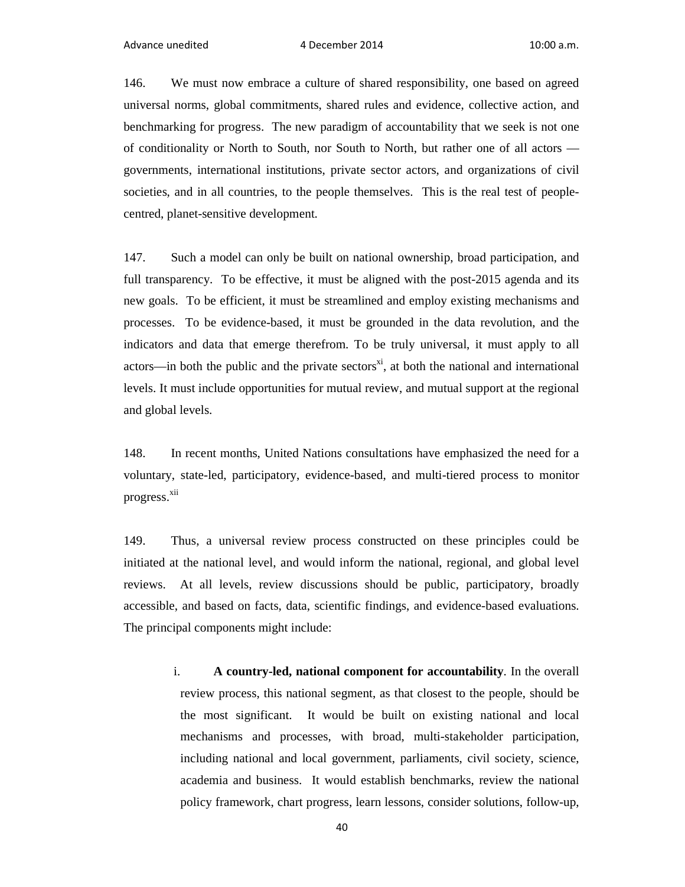146. We must now embrace a culture of shared responsibility, one based on agreed universal norms, global commitments, shared rules and evidence, collective action, and benchmarking for progress. The new paradigm of accountability that we seek is not one of conditionality or North to South, nor South to North, but rather one of all actors — governments, international institutions, private sector actors, and organizations of civil societies, and in all countries, to the people themselves. This is the real test of people-centred, planet-sensitive development.

147. Such a model can only be built on national ownership, broad participation, and full transparency. To be effective, it must be aligned with the post-2015 agenda and its new goals. To be efficient, it must be streamlined and employ existing mechanisms and processes. To be evidence-based, it must be grounded in the data revolution, and the indicators and data that emerge therefrom. To be truly universal, it must apply to all actors—in both the public and the private sectors[xi], at both the national and international levels. It must include opportunities for mutual review, and mutual support at the regional and global levels.

148. In recent months, United Nations consultations have emphasized the need for a voluntary, state-led, participatory, evidence-based, and multi-tiered process to monitor progress.[xii]

149. Thus, a universal review process constructed on these principles could be initiated at the national level, and would inform the national, regional, and global level reviews. At all levels, review discussions should be public, participatory, broadly accessible, and based on facts, data, scientific findings, and evidence-based evaluations. The principal components might include:

i. **A country-led, national component for accountability**. In the overall review process, this national segment, as that closest to the people, should be the most significant. It would be built on existing national and local mechanisms and processes, with broad, multi-stakeholder participation, including national and local government, parliaments, civil society, science, academia and business. It would establish benchmarks, review the national policy framework, chart progress, learn lessons, consider solutions, follow-up,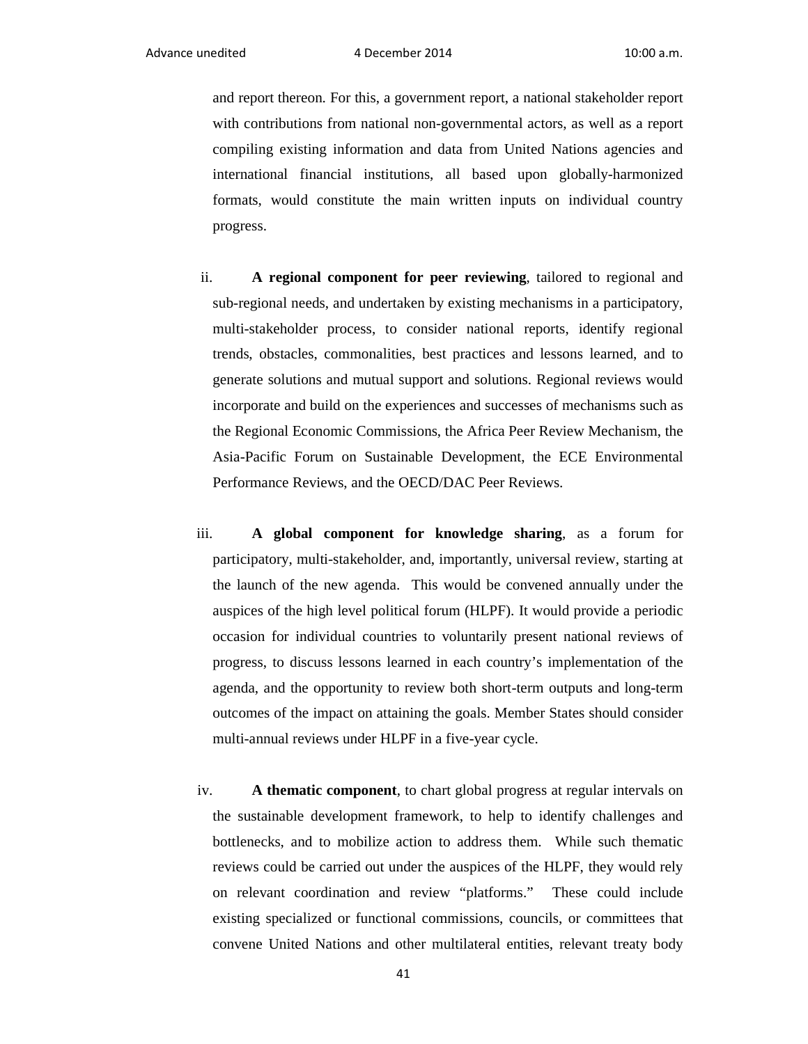and report thereon. For this, a government report, a national stakeholder report with contributions from national non-governmental actors, as well as a report compiling existing information and data from United Nations agencies and international financial institutions, all based upon globally-harmonized formats, would constitute the main written inputs on individual country progress.

ii. **A regional component for peer reviewing**, tailored to regional and sub-regional needs, and undertaken by existing mechanisms in a participatory, multi-stakeholder process, to consider national reports, identify regional trends, obstacles, commonalities, best practices and lessons learned, and to generate solutions and mutual support and solutions. Regional reviews would incorporate and build on the experiences and successes of mechanisms such as the Regional Economic Commissions, the Africa Peer Review Mechanism, the Asia-Pacific Forum on Sustainable Development, the ECE Environmental Performance Reviews, and the OECD/DAC Peer Reviews.

iii. **A global component for knowledge sharing**, as a forum for participatory, multi-stakeholder, and, importantly, universal review, starting at the launch of the new agenda. This would be convened annually under the auspices of the high level political forum (HLPF). It would provide a periodic occasion for individual countries to voluntarily present national reviews of progress, to discuss lessons learned in each country's implementation of the agenda, and the opportunity to review both short-term outputs and long-term outcomes of the impact on attaining the goals. Member States should consider multi-annual reviews under HLPF in a five-year cycle.

iv. **A thematic component**, to chart global progress at regular intervals on the sustainable development framework, to help to identify challenges and bottlenecks, and to mobilize action to address them. While such thematic reviews could be carried out under the auspices of the HLPF, they would rely on relevant coordination and review "platforms." These could include existing specialized or functional commissions, councils, or committees that convene United Nations and other multilateral entities, relevant treaty body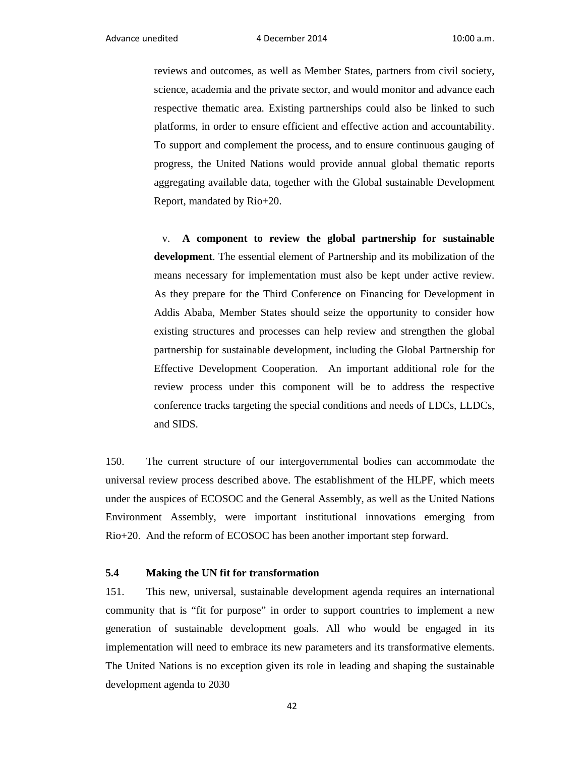reviews and outcomes, as well as Member States, partners from civil society, science, academia and the private sector, and would monitor and advance each respective thematic area. Existing partnerships could also be linked to such platforms, in order to ensure efficient and effective action and accountability. To support and complement the process, and to ensure continuous gauging of progress, the United Nations would provide annual global thematic reports aggregating available data, together with the Global sustainable Development Report, mandated by Rio+20.

v. **A component to review the global partnership for sustainable development**. The essential element of Partnership and its mobilization of the means necessary for implementation must also be kept under active review. As they prepare for the Third Conference on Financing for Development in Addis Ababa, Member States should seize the opportunity to consider how existing structures and processes can help review and strengthen the global partnership for sustainable development, including the Global Partnership for Effective Development Cooperation. An important additional role for the review process under this component will be to address the respective conference tracks targeting the special conditions and needs of LDCs, LLDCs, and SIDS.

150. The current structure of our intergovernmental bodies can accommodate the universal review process described above. The establishment of the HLPF, which meets under the auspices of ECOSOC and the General Assembly, as well as the United Nations Environment Assembly, were important institutional innovations emerging from Rio+20. And the reform of ECOSOC has been another important step forward.

### 5.4 Making the UN fit for transformation

151. This new, universal, sustainable development agenda requires an international community that is "fit for purpose" in order to support countries to implement a new generation of sustainable development goals. All who would be engaged in its implementation will need to embrace its new parameters and its transformative elements. The United Nations is no exception given its role in leading and shaping the sustainable development agenda to 2030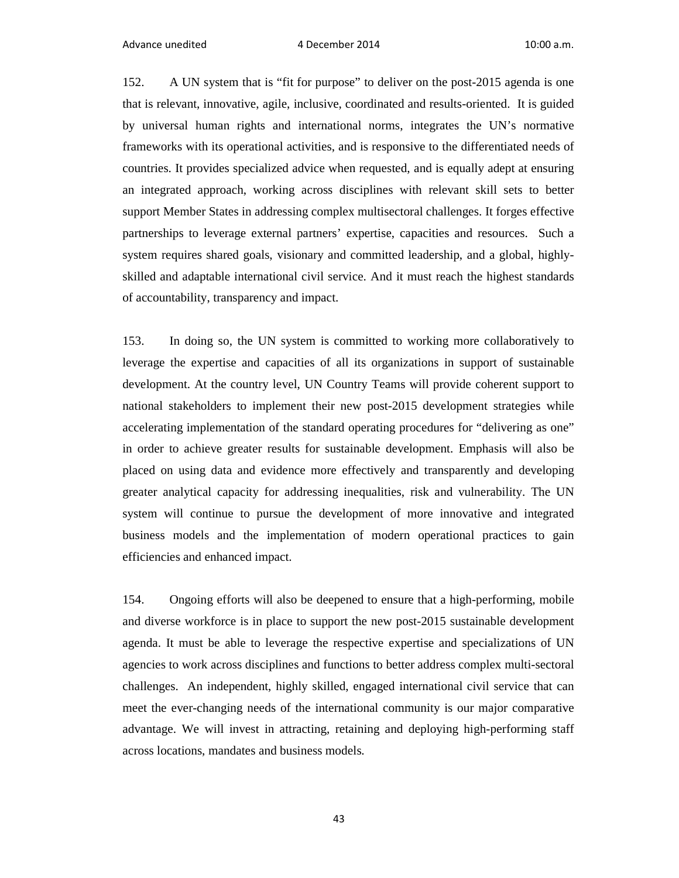152. A UN system that is "fit for purpose" to deliver on the post-2015 agenda is one that is relevant, innovative, agile, inclusive, coordinated and results-oriented. It is guided by universal human rights and international norms, integrates the UN's normative frameworks with its operational activities, and is responsive to the differentiated needs of countries. It provides specialized advice when requested, and is equally adept at ensuring an integrated approach, working across disciplines with relevant skill sets to better support Member States in addressing complex multisectoral challenges. It forges effective partnerships to leverage external partners' expertise, capacities and resources. Such a system requires shared goals, visionary and committed leadership, and a global, highly-skilled and adaptable international civil service. And it must reach the highest standards of accountability, transparency and impact.

153. In doing so, the UN system is committed to working more collaboratively to leverage the expertise and capacities of all its organizations in support of sustainable development. At the country level, UN Country Teams will provide coherent support to national stakeholders to implement their new post-2015 development strategies while accelerating implementation of the standard operating procedures for "delivering as one" in order to achieve greater results for sustainable development. Emphasis will also be placed on using data and evidence more effectively and transparently and developing greater analytical capacity for addressing inequalities, risk and vulnerability. The UN system will continue to pursue the development of more innovative and integrated business models and the implementation of modern operational practices to gain efficiencies and enhanced impact.

154. Ongoing efforts will also be deepened to ensure that a high-performing, mobile and diverse workforce is in place to support the new post-2015 sustainable development agenda. It must be able to leverage the respective expertise and specializations of UN agencies to work across disciplines and functions to better address complex multi-sectoral challenges. An independent, highly skilled, engaged international civil service that can meet the ever-changing needs of the international community is our major comparative advantage. We will invest in attracting, retaining and deploying high-performing staff across locations, mandates and business models.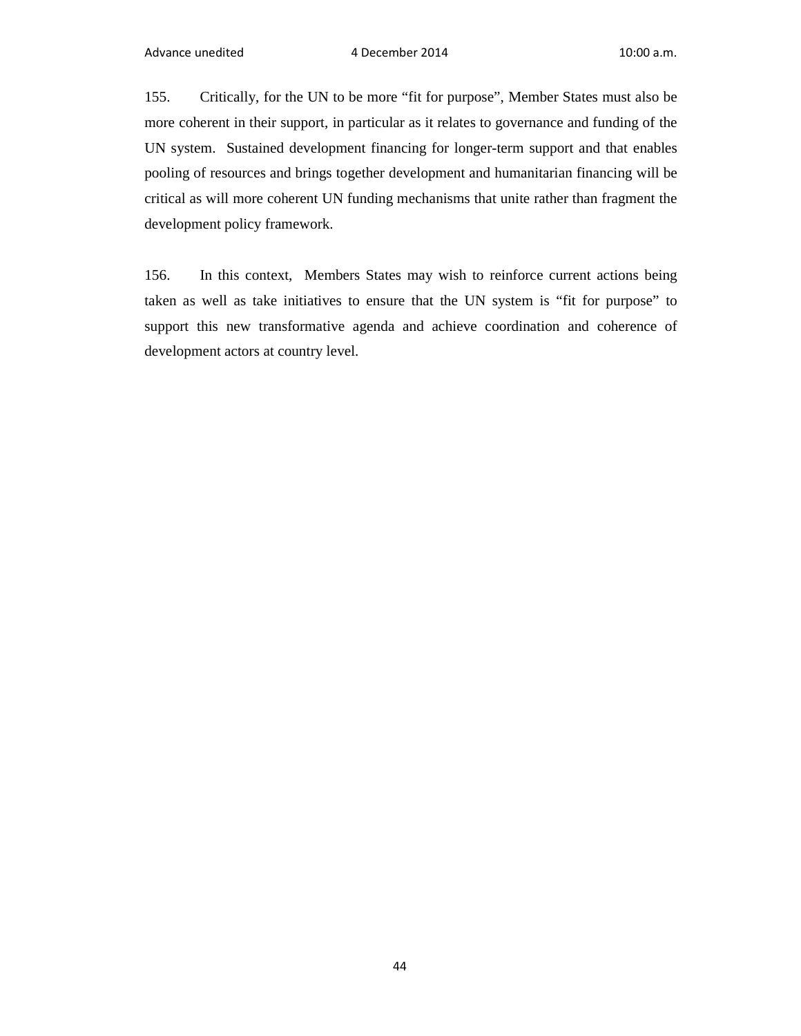155. Critically, for the UN to be more "fit for purpose", Member States must also be more coherent in their support, in particular as it relates to governance and funding of the UN system. Sustained development financing for longer-term support and that enables pooling of resources and brings together development and humanitarian financing will be critical as will more coherent UN funding mechanisms that unite rather than fragment the development policy framework.

156. In this context, Members States may wish to reinforce current actions being taken as well as take initiatives to ensure that the UN system is "fit for purpose" to support this new transformative agenda and achieve coordination and coherence of development actors at country level.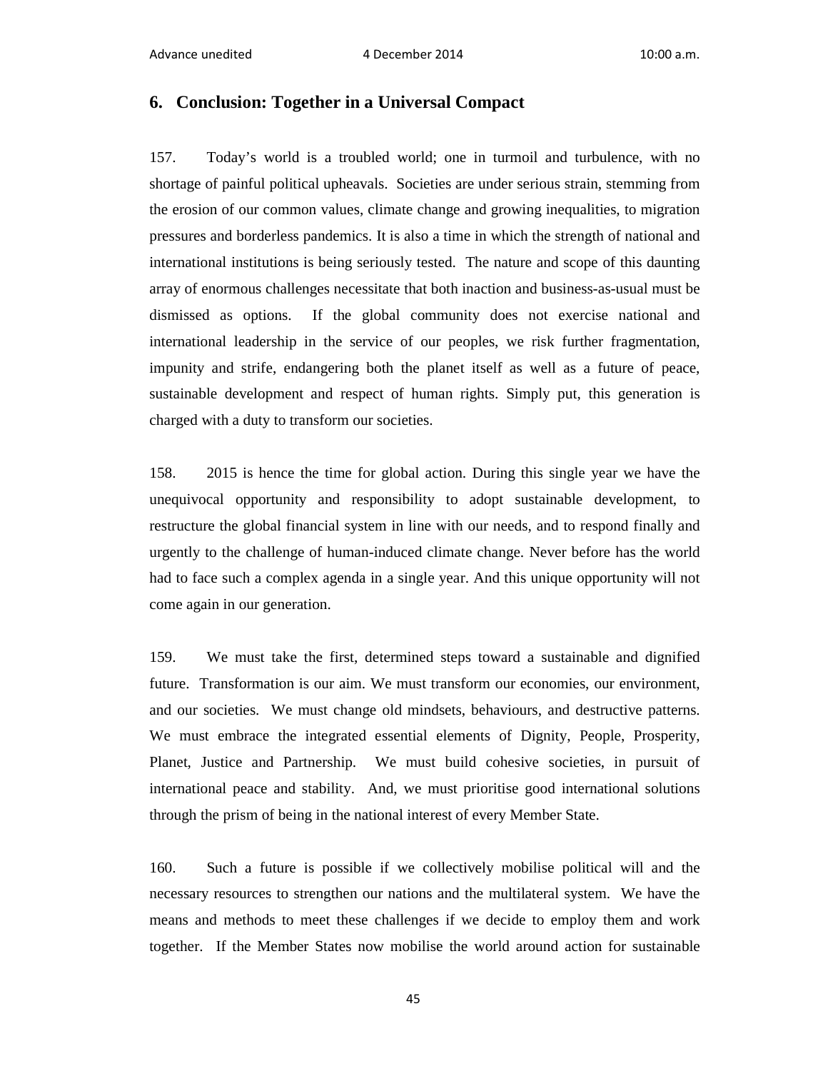## 6. Conclusion: Together in a Universal Compact

157. Today's world is a troubled world; one in turmoil and turbulence, with no shortage of painful political upheavals. Societies are under serious strain, stemming from the erosion of our common values, climate change and growing inequalities, to migration pressures and borderless pandemics. It is also a time in which the strength of national and international institutions is being seriously tested. The nature and scope of this daunting array of enormous challenges necessitate that both inaction and business-as-usual must be dismissed as options. If the global community does not exercise national and international leadership in the service of our peoples, we risk further fragmentation, impunity and strife, endangering both the planet itself as well as a future of peace, sustainable development and respect of human rights. Simply put, this generation is charged with a duty to transform our societies.

158. 2015 is hence the time for global action. During this single year we have the unequivocal opportunity and responsibility to adopt sustainable development, to restructure the global financial system in line with our needs, and to respond finally and urgently to the challenge of human-induced climate change. Never before has the world had to face such a complex agenda in a single year. And this unique opportunity will not come again in our generation.

159. We must take the first, determined steps toward a sustainable and dignified future. Transformation is our aim. We must transform our economies, our environment, and our societies. We must change old mindsets, behaviours, and destructive patterns. We must embrace the integrated essential elements of Dignity, People, Prosperity, Planet, Justice and Partnership. We must build cohesive societies, in pursuit of international peace and stability. And, we must prioritise good international solutions through the prism of being in the national interest of every Member State.

160. Such a future is possible if we collectively mobilise political will and the necessary resources to strengthen our nations and the multilateral system. We have the means and methods to meet these challenges if we decide to employ them and work together. If the Member States now mobilise the world around action for sustainable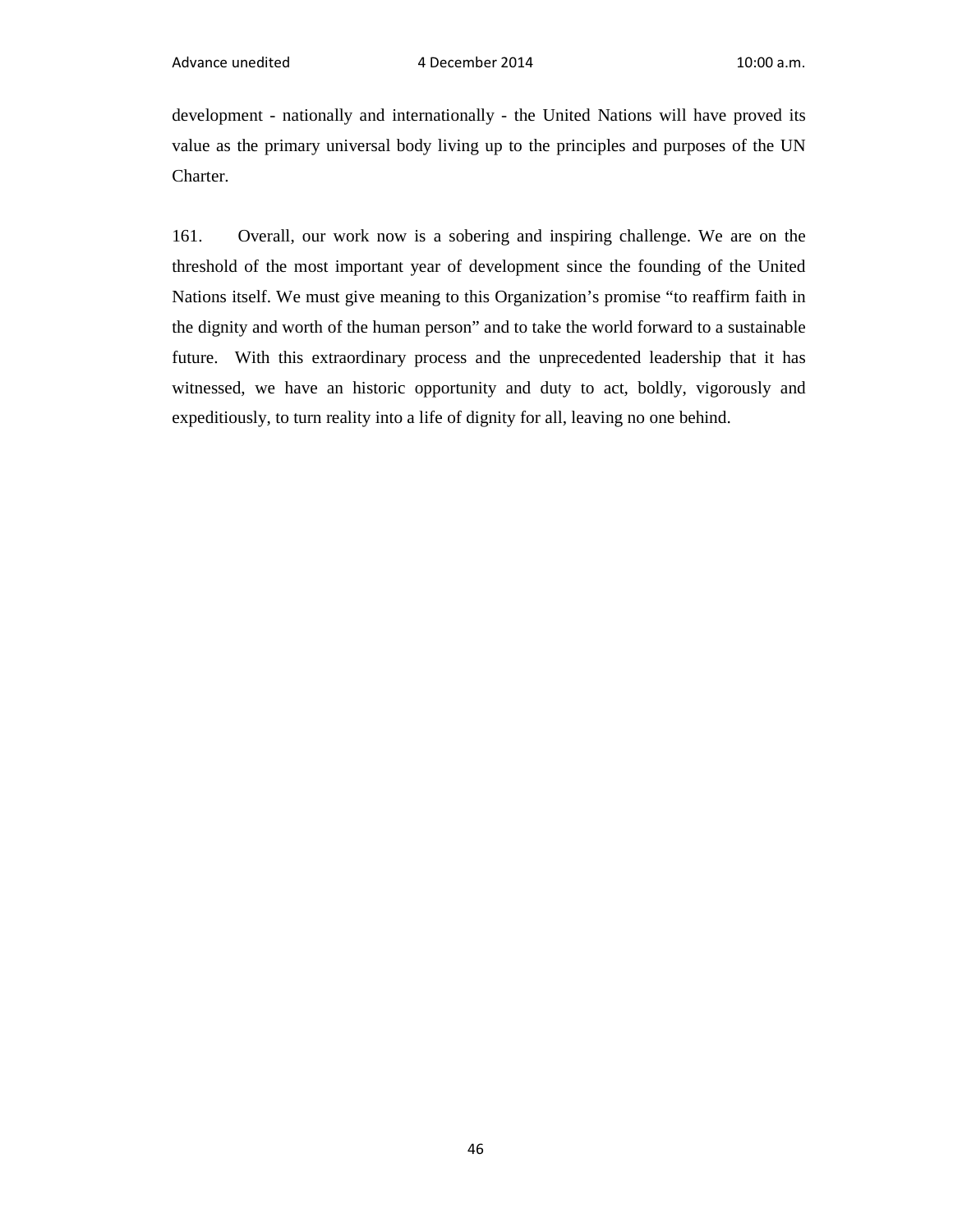development - nationally and internationally - the United Nations will have proved its value as the primary universal body living up to the principles and purposes of the UN Charter.

161. Overall, our work now is a sobering and inspiring challenge. We are on the threshold of the most important year of development since the founding of the United Nations itself. We must give meaning to this Organization's promise "to reaffirm faith in the dignity and worth of the human person" and to take the world forward to a sustainable future. With this extraordinary process and the unprecedented leadership that it has witnessed, we have an historic opportunity and duty to act, boldly, vigorously and expeditiously, to turn reality into a life of dignity for all, leaving no one behind.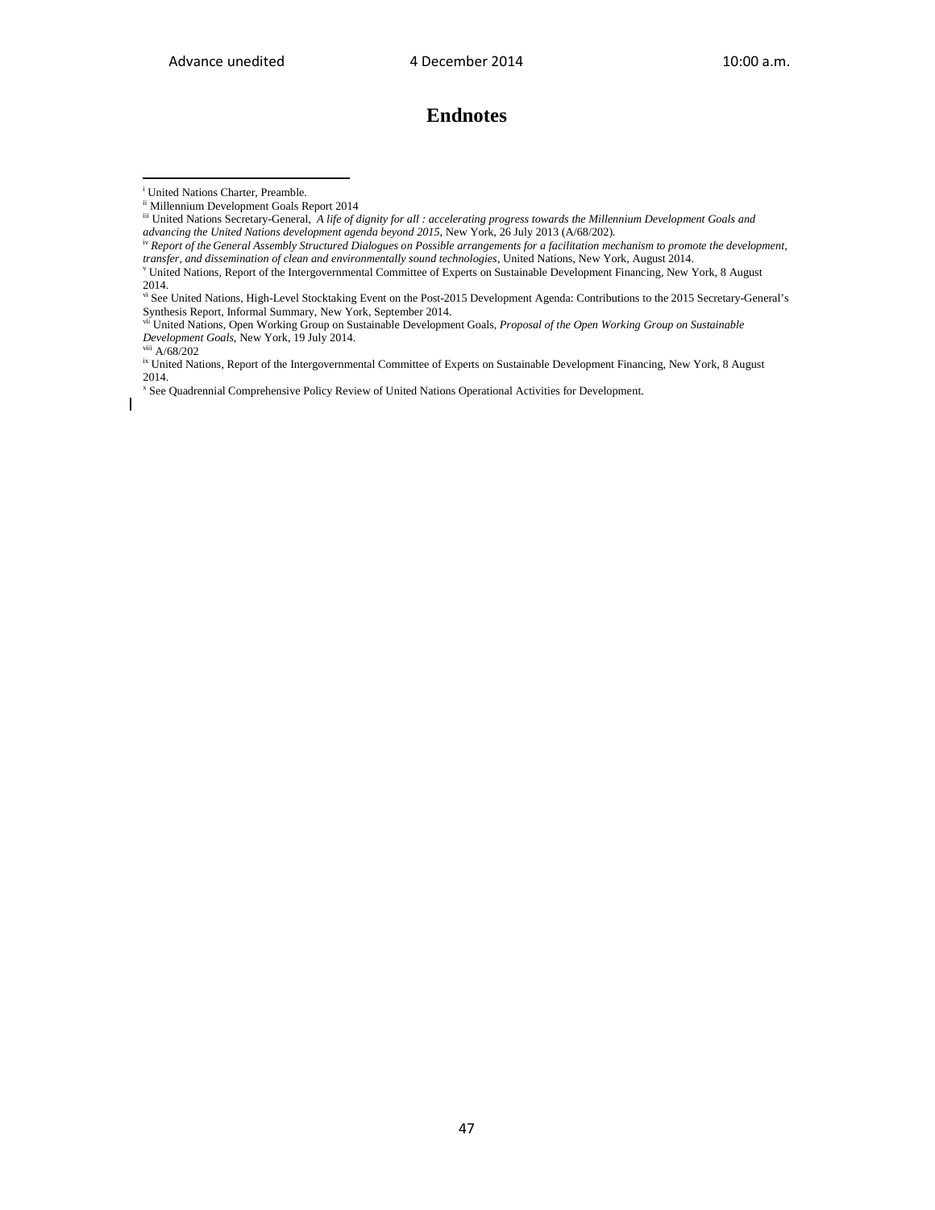# Endnotes

[i] United Nations Charter, Preamble.

[ii] Millennium Development Goals Report 2014

[iii] United Nations Secretary-General, *A life of dignity for all : accelerating progress towards the Millennium Development Goals and advancing the United Nations development agenda beyond 2015*, New York, 26 July 2013 (A/68/202).

[iv] *Report of the General Assembly Structured Dialogues on Possible arrangements for a facilitation mechanism to promote the development, transfer, and dissemination of clean and environmentally sound technologies*, United Nations, New York, August 2014.

[v] United Nations, Report of the Intergovernmental Committee of Experts on Sustainable Development Financing, New York, 8 August 2014.

[vi] See United Nations, High-Level Stocktaking Event on the Post-2015 Development Agenda: Contributions to the 2015 Secretary-General's Synthesis Report, Informal Summary, New York, September 2014.

[vii] United Nations, Open Working Group on Sustainable Development Goals, *Proposal of the Open Working Group on Sustainable Development Goals*, New York, 19 July 2014.

[viii] A/68/202

[ix] United Nations, Report of the Intergovernmental Committee of Experts on Sustainable Development Financing, New York, 8 August 2014.

[x] See Quadrennial Comprehensive Policy Review of United Nations Operational Activities for Development.